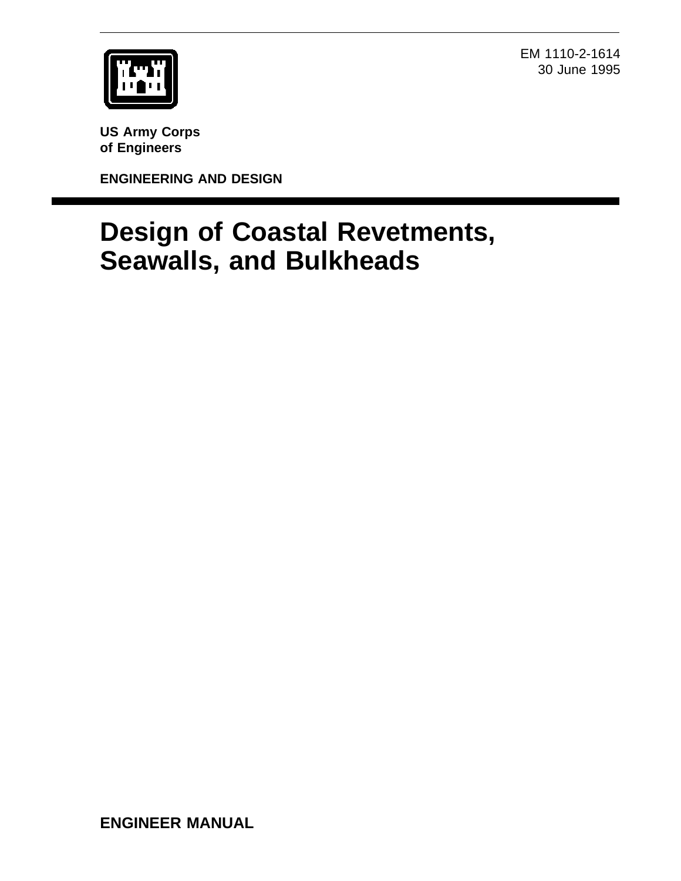EM 1110-2-1614
30 June 1995

**US Army Corps of Engineers**

**ENGINEERING AND DESIGN**

# Design of Coastal Revetments, Seawalls, and Bulkheads

**ENGINEER MANUAL**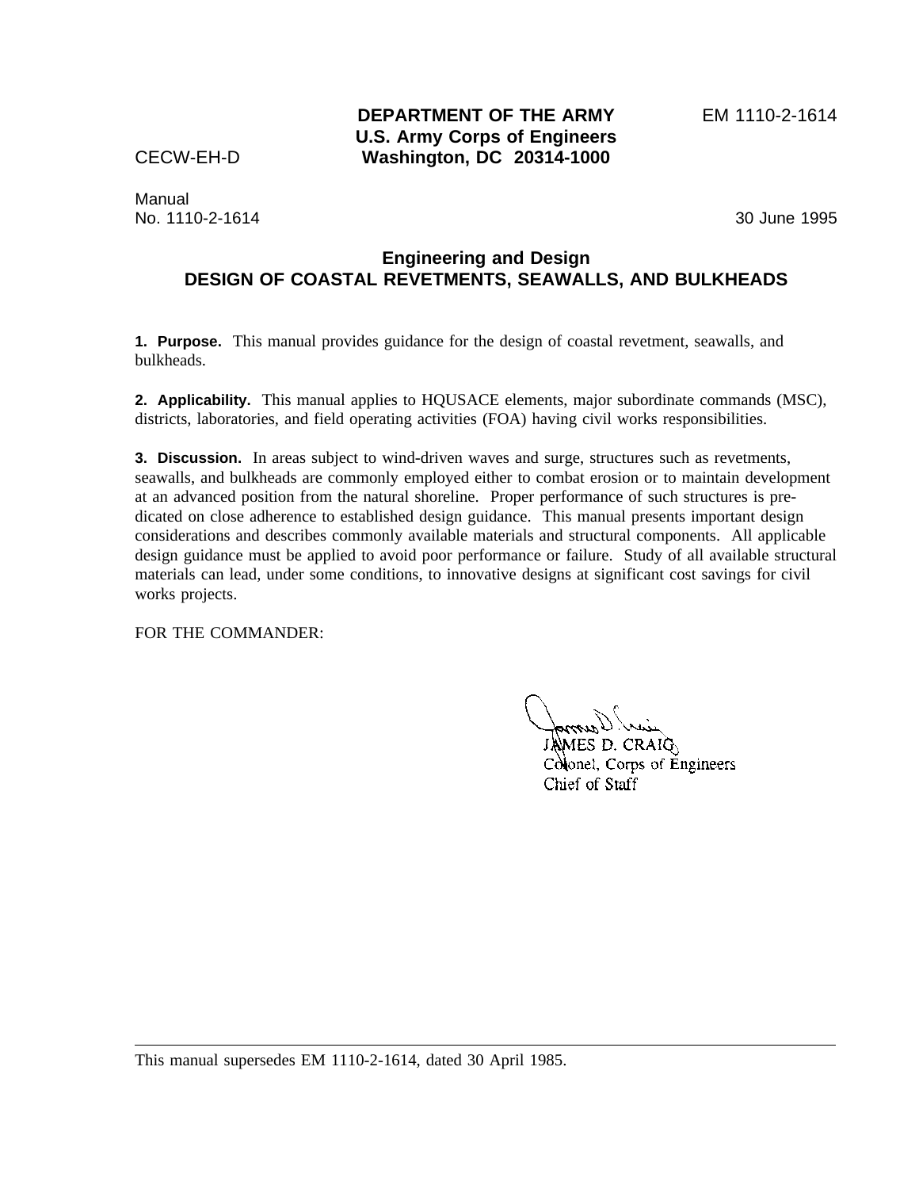**DEPARTMENT OF THE ARMY**
**U.S. Army Corps of Engineers**
**Washington, DC 20314-1000**

EM 1110-2-1614

CECW-EH-D

Manual
No. 1110-2-1614

30 June 1995

## Engineering and Design
## DESIGN OF COASTAL REVETMENTS, SEAWALLS, AND BULKHEADS

**1. Purpose.** This manual provides guidance for the design of coastal revetment, seawalls, and bulkheads.

**2. Applicability.** This manual applies to HQUSACE elements, major subordinate commands (MSC), districts, laboratories, and field operating activities (FOA) having civil works responsibilities.

**3. Discussion.** In areas subject to wind-driven waves and surge, structures such as revetments, seawalls, and bulkheads are commonly employed either to combat erosion or to maintain development at an advanced position from the natural shoreline. Proper performance of such structures is predicated on close adherence to established design guidance. This manual presents important design considerations and describes commonly available materials and structural components. All applicable design guidance must be applied to avoid poor performance or failure. Study of all available structural materials can lead, under some conditions, to innovative designs at significant cost savings for civil works projects.

FOR THE COMMANDER:

JAMES D. CRAIG
Colonel, Corps of Engineers
Chief of Staff

---

This manual supersedes EM 1110-2-1614, dated 30 April 1985.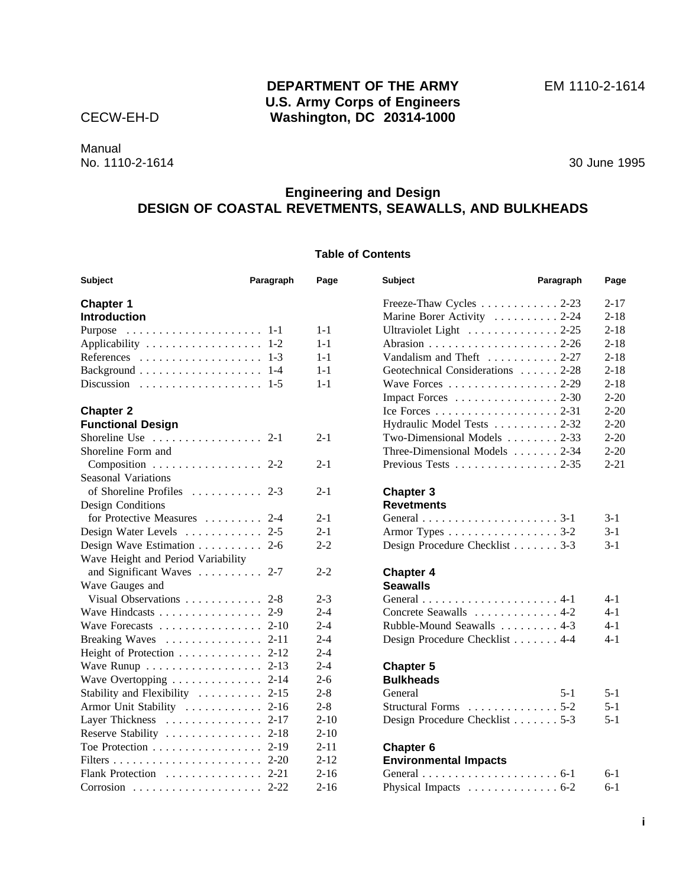**DEPARTMENT OF THE ARMY**
**U.S. Army Corps of Engineers**
**Washington, DC 20314-1000**

EM 1110-2-1614

CECW-EH-D

Manual
No. 1110-2-1614

30 June 1995

# Engineering and Design
# DESIGN OF COASTAL REVETMENTS, SEAWALLS, AND BULKHEADS

## Table of Contents

| Subject | Paragraph | Page |
|---|---|---|
| **Chapter 1** | | |
| **Introduction** | | |
| Purpose | 1-1 | 1-1 |
| Applicability | 1-2 | 1-1 |
| References | 1-3 | 1-1 |
| Background | 1-4 | 1-1 |
| Discussion | 1-5 | 1-1 |
| **Chapter 2** | | |
| **Functional Design** | | |
| Shoreline Use | 2-1 | 2-1 |
| Shoreline Form and Composition | 2-2 | 2-1 |
| Seasonal Variations of Shoreline Profiles | 2-3 | 2-1 |
| Design Conditions for Protective Measures | 2-4 | 2-1 |
| Design Water Levels | 2-5 | 2-1 |
| Design Wave Estimation | 2-6 | 2-2 |
| Wave Height and Period Variability and Significant Waves | 2-7 | 2-2 |
| Wave Gauges and Visual Observations | 2-8 | 2-3 |
| Wave Hindcasts | 2-9 | 2-4 |
| Wave Forecasts | 2-10 | 2-4 |
| Breaking Waves | 2-11 | 2-4 |
| Height of Protection | 2-12 | 2-4 |
| Wave Runup | 2-13 | 2-4 |
| Wave Overtopping | 2-14 | 2-6 |
| Stability and Flexibility | 2-15 | 2-8 |
| Armor Unit Stability | 2-16 | 2-8 |
| Layer Thickness | 2-17 | 2-10 |
| Reserve Stability | 2-18 | 2-10 |
| Toe Protection | 2-19 | 2-11 |
| Filters | 2-20 | 2-12 |
| Flank Protection | 2-21 | 2-16 |
| Corrosion | 2-22 | 2-16 |
| Freeze-Thaw Cycles | 2-23 | 2-17 |
| Marine Borer Activity | 2-24 | 2-18 |
| Ultraviolet Light | 2-25 | 2-18 |
| Abrasion | 2-26 | 2-18 |
| Vandalism and Theft | 2-27 | 2-18 |
| Geotechnical Considerations | 2-28 | 2-18 |
| Wave Forces | 2-29 | 2-18 |
| Impact Forces | 2-30 | 2-20 |
| Ice Forces | 2-31 | 2-20 |
| Hydraulic Model Tests | 2-32 | 2-20 |
| Two-Dimensional Models | 2-33 | 2-20 |
| Three-Dimensional Models | 2-34 | 2-20 |
| Previous Tests | 2-35 | 2-21 |
| **Chapter 3** | | |
| **Revetments** | | |
| General | 3-1 | 3-1 |
| Armor Types | 3-2 | 3-1 |
| Design Procedure Checklist | 3-3 | 3-1 |
| **Chapter 4** | | |
| **Seawalls** | | |
| General | 4-1 | 4-1 |
| Concrete Seawalls | 4-2 | 4-1 |
| Rubble-Mound Seawalls | 4-3 | 4-1 |
| Design Procedure Checklist | 4-4 | 4-1 |
| **Chapter 5** | | |
| **Bulkheads** | | |
| General | 5-1 | 5-1 |
| Structural Forms | 5-2 | 5-1 |
| Design Procedure Checklist | 5-3 | 5-1 |
| **Chapter 6** | | |
| **Environmental Impacts** | | |
| General | 6-1 | 6-1 |
| Physical Impacts | 6-2 | 6-1 |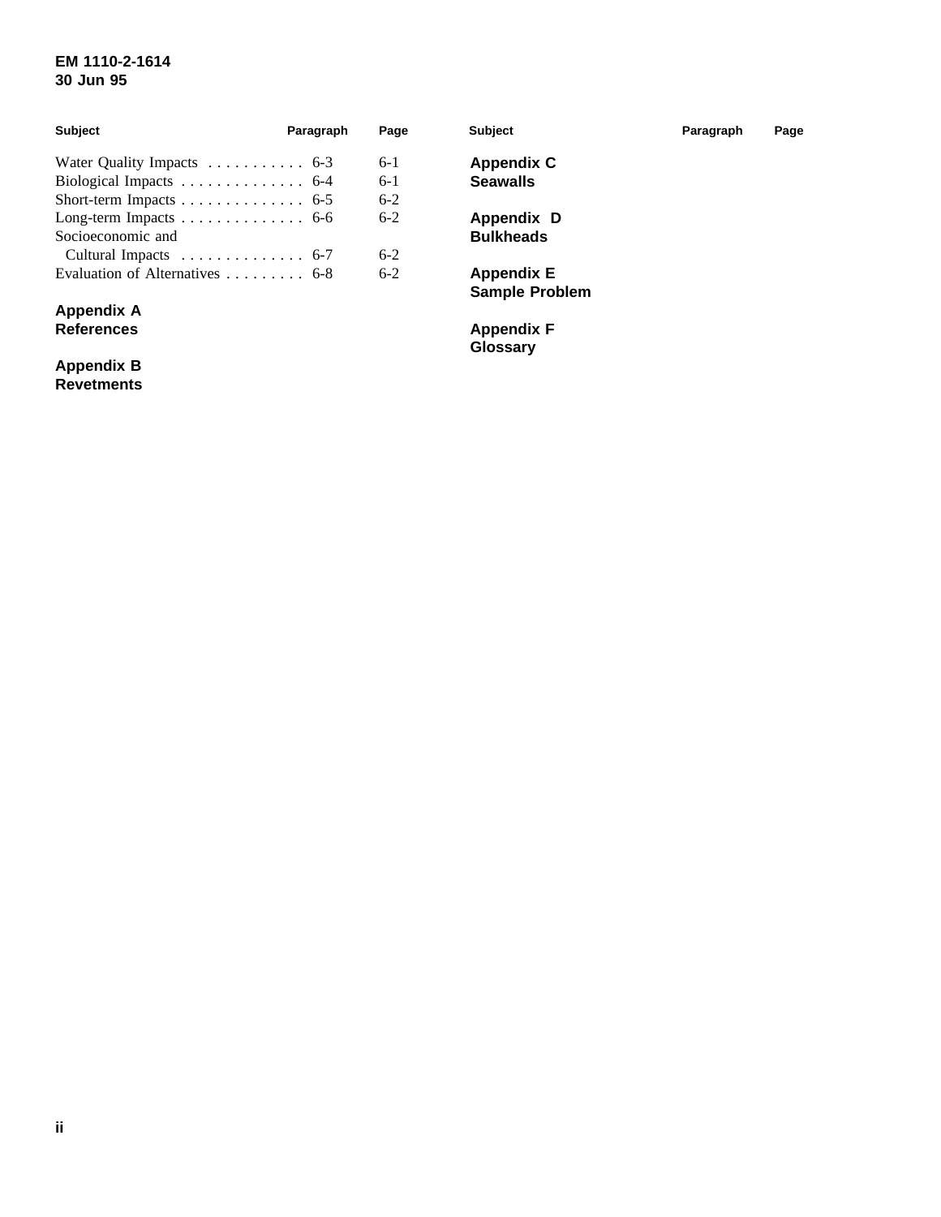| Subject | Paragraph | Page |
| --- | --- | --- |
| Water Quality Impacts | 6-3 | 6-1 |
| Biological Impacts | 6-4 | 6-1 |
| Short-term Impacts | 6-5 | 6-2 |
| Long-term Impacts | 6-6 | 6-2 |
| Socioeconomic and Cultural Impacts | 6-7 | 6-2 |
| Evaluation of Alternatives | 6-8 | 6-2 |

**Appendix A**
**References**

**Appendix B**
**Revetments**

**Appendix C**
**Seawalls**

**Appendix D**
**Bulkheads**

**Appendix E**
**Sample Problem**

**Appendix F**
**Glossary**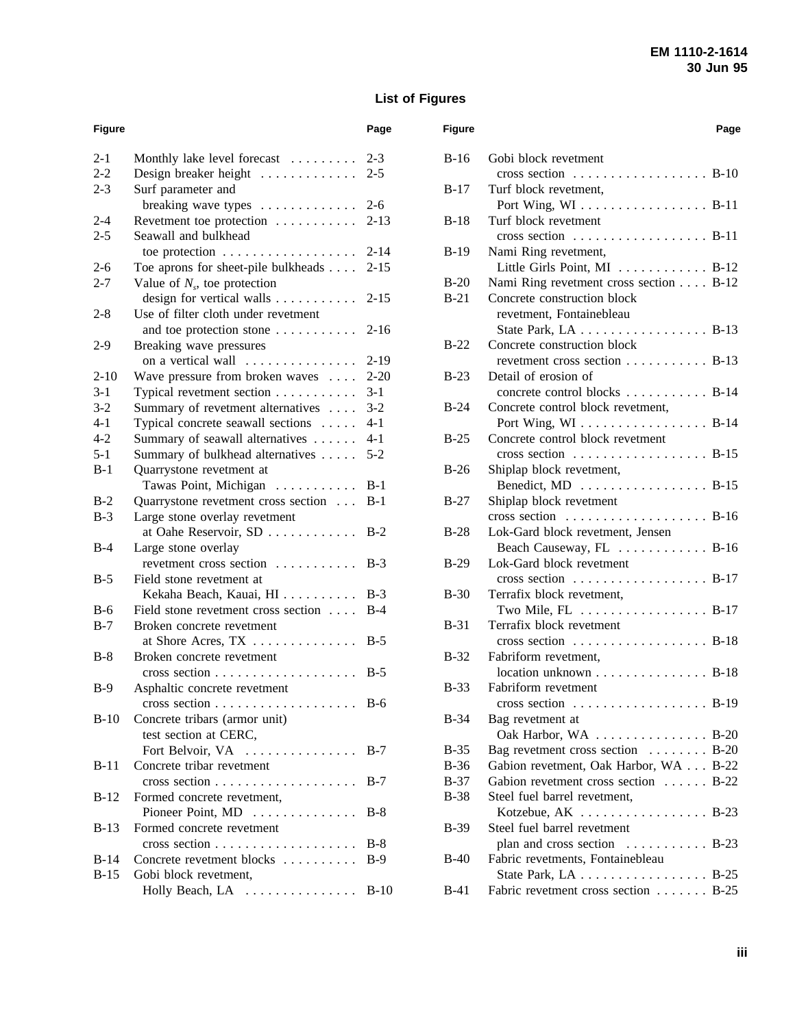## List of Figures

| Figure | | Page |
|---|---|---|
| 2-1 | Monthly lake level forecast | 2-3 |
| 2-2 | Design breaker height | 2-5 |
| 2-3 | Surf parameter and breaking wave types | 2-6 |
| 2-4 | Revetment toe protection | 2-13 |
| 2-5 | Seawall and bulkhead toe protection | 2-14 |
| 2-6 | Toe aprons for sheet-pile bulkheads | 2-15 |
| 2-7 | Value of $N_s$, toe protection design for vertical walls | 2-15 |
| 2-8 | Use of filter cloth under revetment and toe protection stone | 2-16 |
| 2-9 | Breaking wave pressures on a vertical wall | 2-19 |
| 2-10 | Wave pressure from broken waves | 2-20 |
| 3-1 | Typical revetment section | 3-1 |
| 3-2 | Summary of revetment alternatives | 3-2 |
| 4-1 | Typical concrete seawall sections | 4-1 |
| 4-2 | Summary of seawall alternatives | 4-1 |
| 5-1 | Summary of bulkhead alternatives | 5-2 |
| B-1 | Quarrystone revetment at Tawas Point, Michigan | B-1 |
| B-2 | Quarrystone revetment cross section | B-1 |
| B-3 | Large stone overlay revetment at Oahe Reservoir, SD | B-2 |
| B-4 | Large stone overlay revetment cross section | B-3 |
| B-5 | Field stone revetment at Kekaha Beach, Kauai, HI | B-3 |
| B-6 | Field stone revetment cross section | B-4 |
| B-7 | Broken concrete revetment at Shore Acres, TX | B-5 |
| B-8 | Broken concrete revetment cross section | B-5 |
| B-9 | Asphaltic concrete revetment cross section | B-6 |
| B-10 | Concrete tribars (armor unit) test section at CERC, Fort Belvoir, VA | B-7 |
| B-11 | Concrete tribar revetment cross section | B-7 |
| B-12 | Formed concrete revetment, Pioneer Point, MD | B-8 |
| B-13 | Formed concrete revetment cross section | B-8 |
| B-14 | Concrete revetment blocks | B-9 |
| B-15 | Gobi block revetment, Holly Beach, LA | B-10 |
| B-16 | Gobi block revetment cross section | B-10 |
| B-17 | Turf block revetment, Port Wing, WI | B-11 |
| B-18 | Turf block revetment cross section | B-11 |
| B-19 | Nami Ring revetment, Little Girls Point, MI | B-12 |
| B-20 | Nami Ring revetment cross section | B-12 |
| B-21 | Concrete construction block revetment, Fontainebleau State Park, LA | B-13 |
| B-22 | Concrete construction block revetment cross section | B-13 |
| B-23 | Detail of erosion of concrete control blocks | B-14 |
| B-24 | Concrete control block revetment, Port Wing, WI | B-14 |
| B-25 | Concrete control block revetment cross section | B-15 |
| B-26 | Shiplap block revetment, Benedict, MD | B-15 |
| B-27 | Shiplap block revetment cross section | B-16 |
| B-28 | Lok-Gard block revetment, Jensen Beach Causeway, FL | B-16 |
| B-29 | Lok-Gard block revetment cross section | B-17 |
| B-30 | Terrafix block revetment, Two Mile, FL | B-17 |
| B-31 | Terrafix block revetment cross section | B-18 |
| B-32 | Fabriform revetment, location unknown | B-18 |
| B-33 | Fabriform revetment cross section | B-19 |
| B-34 | Bag revetment at Oak Harbor, WA | B-20 |
| B-35 | Bag revetment cross section | B-20 |
| B-36 | Gabion revetment, Oak Harbor, WA | B-22 |
| B-37 | Gabion revetment cross section | B-22 |
| B-38 | Steel fuel barrel revetment, Kotzebue, AK | B-23 |
| B-39 | Steel fuel barrel revetment plan and cross section | B-23 |
| B-40 | Fabric revetments, Fontainebleau State Park, LA | B-25 |
| B-41 | Fabric revetment cross section | B-25 |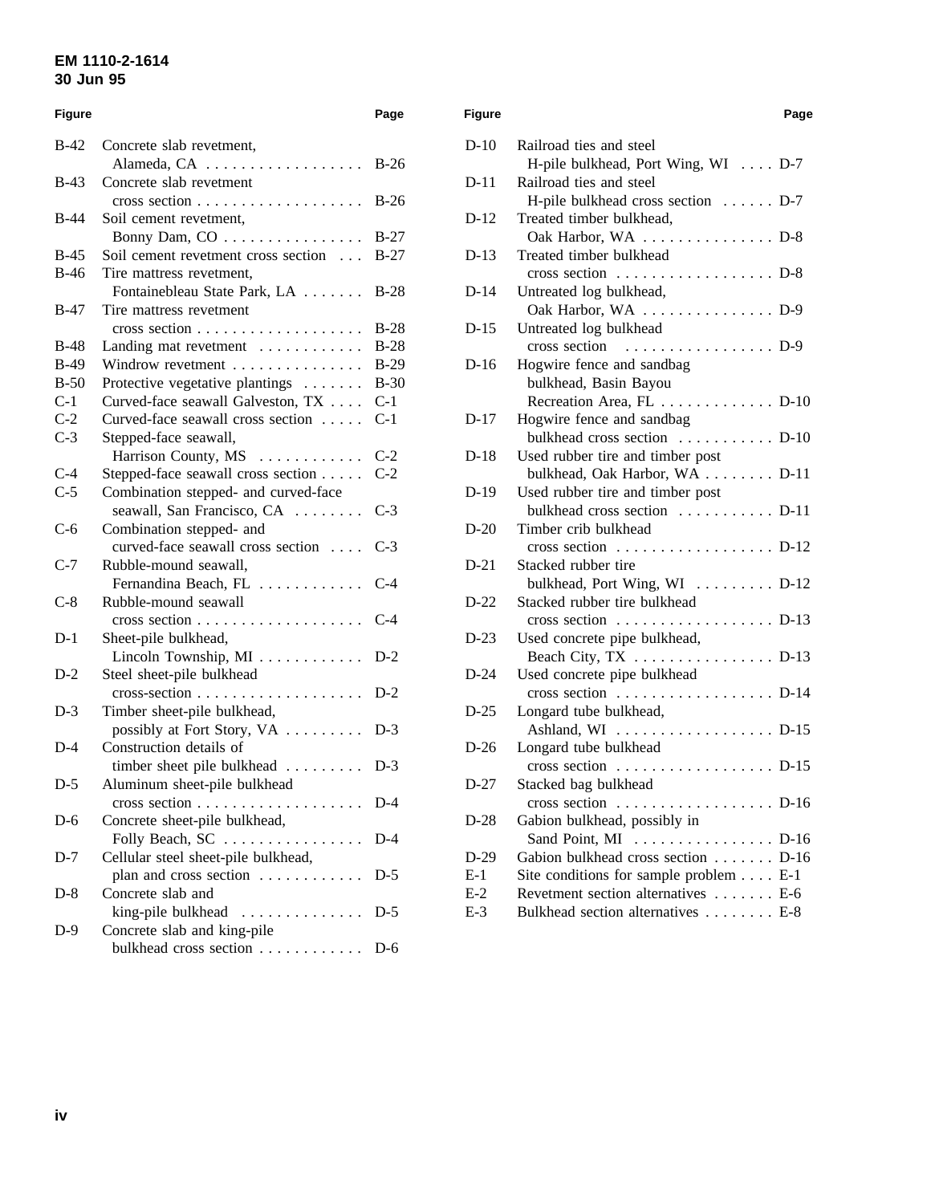| Figure | | Page |
|---|---|---|
| B-42 | Concrete slab revetment, Alameda, CA | B-26 |
| B-43 | Concrete slab revetment cross section | B-26 |
| B-44 | Soil cement revetment, Bonny Dam, CO | B-27 |
| B-45 | Soil cement revetment cross section | B-27 |
| B-46 | Tire mattress revetment, Fontainebleau State Park, LA | B-28 |
| B-47 | Tire mattress revetment cross section | B-28 |
| B-48 | Landing mat revetment | B-28 |
| B-49 | Windrow revetment | B-29 |
| B-50 | Protective vegetative plantings | B-30 |
| C-1 | Curved-face seawall Galveston, TX | C-1 |
| C-2 | Curved-face seawall cross section | C-1 |
| C-3 | Stepped-face seawall, Harrison County, MS | C-2 |
| C-4 | Stepped-face seawall cross section | C-2 |
| C-5 | Combination stepped- and curved-face seawall, San Francisco, CA | C-3 |
| C-6 | Combination stepped- and curved-face seawall cross section | C-3 |
| C-7 | Rubble-mound seawall, Fernandina Beach, FL | C-4 |
| C-8 | Rubble-mound seawall cross section | C-4 |
| D-1 | Sheet-pile bulkhead, Lincoln Township, MI | D-2 |
| D-2 | Steel sheet-pile bulkhead cross-section | D-2 |
| D-3 | Timber sheet-pile bulkhead, possibly at Fort Story, VA | D-3 |
| D-4 | Construction details of timber sheet pile bulkhead | D-3 |
| D-5 | Aluminum sheet-pile bulkhead cross section | D-4 |
| D-6 | Concrete sheet-pile bulkhead, Folly Beach, SC | D-4 |
| D-7 | Cellular steel sheet-pile bulkhead, plan and cross section | D-5 |
| D-8 | Concrete slab and king-pile bulkhead | D-5 |
| D-9 | Concrete slab and king-pile bulkhead cross section | D-6 |
| D-10 | Railroad ties and steel H-pile bulkhead, Port Wing, WI | D-7 |
| D-11 | Railroad ties and steel H-pile bulkhead cross section | D-7 |
| D-12 | Treated timber bulkhead, Oak Harbor, WA | D-8 |
| D-13 | Treated timber bulkhead cross section | D-8 |
| D-14 | Untreated log bulkhead, Oak Harbor, WA | D-9 |
| D-15 | Untreated log bulkhead cross section | D-9 |
| D-16 | Hogwire fence and sandbag bulkhead, Basin Bayou Recreation Area, FL | D-10 |
| D-17 | Hogwire fence and sandbag bulkhead cross section | D-10 |
| D-18 | Used rubber tire and timber post bulkhead, Oak Harbor, WA | D-11 |
| D-19 | Used rubber tire and timber post bulkhead cross section | D-11 |
| D-20 | Timber crib bulkhead cross section | D-12 |
| D-21 | Stacked rubber tire bulkhead, Port Wing, WI | D-12 |
| D-22 | Stacked rubber tire bulkhead cross section | D-13 |
| D-23 | Used concrete pipe bulkhead, Beach City, TX | D-13 |
| D-24 | Used concrete pipe bulkhead cross section | D-14 |
| D-25 | Longard tube bulkhead, Ashland, WI | D-15 |
| D-26 | Longard tube bulkhead cross section | D-15 |
| D-27 | Stacked bag bulkhead cross section | D-16 |
| D-28 | Gabion bulkhead, possibly in Sand Point, MI | D-16 |
| D-29 | Gabion bulkhead cross section | D-16 |
| E-1 | Site conditions for sample problem | E-1 |
| E-2 | Revetment section alternatives | E-6 |
| E-3 | Bulkhead section alternatives | E-8 |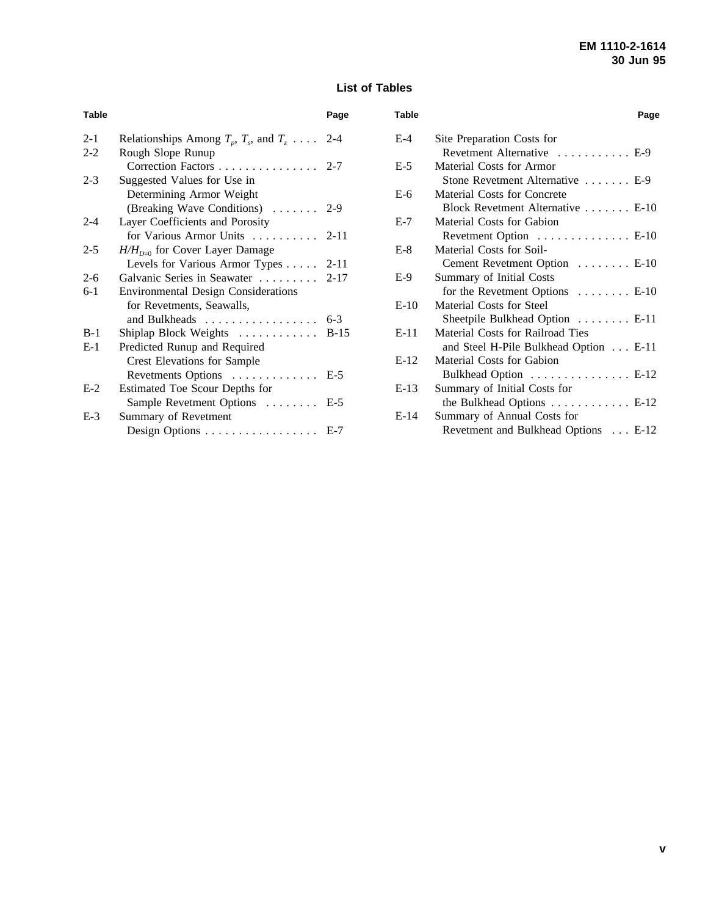## List of Tables

| Table | | Page |
|---|---|---|
| 2-1 | Relationships Among $T_p$, $T_s$, and $T_z$ | 2-4 |
| 2-2 | Rough Slope Runup Correction Factors | 2-7 |
| 2-3 | Suggested Values for Use in Determining Armor Weight (Breaking Wave Conditions) | 2-9 |
| 2-4 | Layer Coefficients and Porosity for Various Armor Units | 2-11 |
| 2-5 | $H/H_{D=0}$ for Cover Layer Damage Levels for Various Armor Types | 2-11 |
| 2-6 | Galvanic Series in Seawater | 2-17 |
| 6-1 | Environmental Design Considerations for Revetments, Seawalls, and Bulkheads | 6-3 |
| B-1 | Shiplap Block Weights | B-15 |
| E-1 | Predicted Runup and Required Crest Elevations for Sample Revetments Options | E-5 |
| E-2 | Estimated Toe Scour Depths for Sample Revetment Options | E-5 |
| E-3 | Summary of Revetment Design Options | E-7 |
| E-4 | Site Preparation Costs for Revetment Alternative | E-9 |
| E-5 | Material Costs for Armor Stone Revetment Alternative | E-9 |
| E-6 | Material Costs for Concrete Block Revetment Alternative | E-10 |
| E-7 | Material Costs for Gabion Revetment Option | E-10 |
| E-8 | Material Costs for Soil-Cement Revetment Option | E-10 |
| E-9 | Summary of Initial Costs for the Revetment Options | E-10 |
| E-10 | Material Costs for Steel Sheetpile Bulkhead Option | E-11 |
| E-11 | Material Costs for Railroad Ties and Steel H-Pile Bulkhead Option | E-11 |
| E-12 | Material Costs for Gabion Bulkhead Option | E-12 |
| E-13 | Summary of Initial Costs for the Bulkhead Options | E-12 |
| E-14 | Summary of Annual Costs for Revetment and Bulkhead Options | E-12 |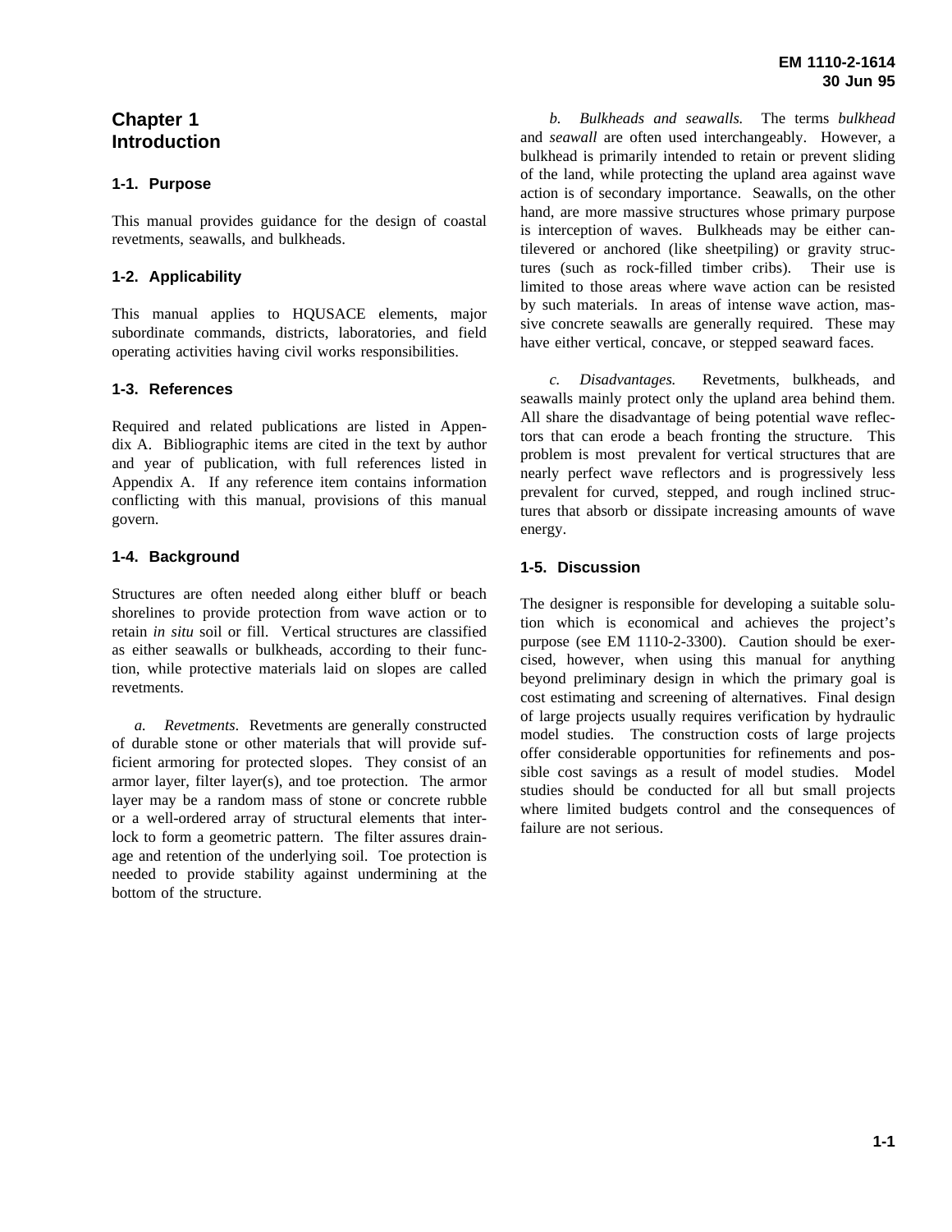# Chapter 1 Introduction

## 1-1. Purpose

This manual provides guidance for the design of coastal revetments, seawalls, and bulkheads.

## 1-2. Applicability

This manual applies to HQUSACE elements, major subordinate commands, districts, laboratories, and field operating activities having civil works responsibilities.

## 1-3. References

Required and related publications are listed in Appendix A. Bibliographic items are cited in the text by author and year of publication, with full references listed in Appendix A. If any reference item contains information conflicting with this manual, provisions of this manual govern.

## 1-4. Background

Structures are often needed along either bluff or beach shorelines to provide protection from wave action or to retain *in situ* soil or fill. Vertical structures are classified as either seawalls or bulkheads, according to their function, while protective materials laid on slopes are called revetments.

*a. Revetments.* Revetments are generally constructed of durable stone or other materials that will provide sufficient armoring for protected slopes. They consist of an armor layer, filter layer(s), and toe protection. The armor layer may be a random mass of stone or concrete rubble or a well-ordered array of structural elements that interlock to form a geometric pattern. The filter assures drainage and retention of the underlying soil. Toe protection is needed to provide stability against undermining at the bottom of the structure.

*b. Bulkheads and seawalls.* The terms *bulkhead* and *seawall* are often used interchangeably. However, a bulkhead is primarily intended to retain or prevent sliding of the land, while protecting the upland area against wave action is of secondary importance. Seawalls, on the other hand, are more massive structures whose primary purpose is interception of waves. Bulkheads may be either cantilevered or anchored (like sheetpiling) or gravity structures (such as rock-filled timber cribs). Their use is limited to those areas where wave action can be resisted by such materials. In areas of intense wave action, massive concrete seawalls are generally required. These may have either vertical, concave, or stepped seaward faces.

*c. Disadvantages.* Revetments, bulkheads, and seawalls mainly protect only the upland area behind them. All share the disadvantage of being potential wave reflectors that can erode a beach fronting the structure. This problem is most prevalent for vertical structures that are nearly perfect wave reflectors and is progressively less prevalent for curved, stepped, and rough inclined structures that absorb or dissipate increasing amounts of wave energy.

## 1-5. Discussion

The designer is responsible for developing a suitable solution which is economical and achieves the project's purpose (see EM 1110-2-3300). Caution should be exercised, however, when using this manual for anything beyond preliminary design in which the primary goal is cost estimating and screening of alternatives. Final design of large projects usually requires verification by hydraulic model studies. The construction costs of large projects offer considerable opportunities for refinements and possible cost savings as a result of model studies. Model studies should be conducted for all but small projects where limited budgets control and the consequences of failure are not serious.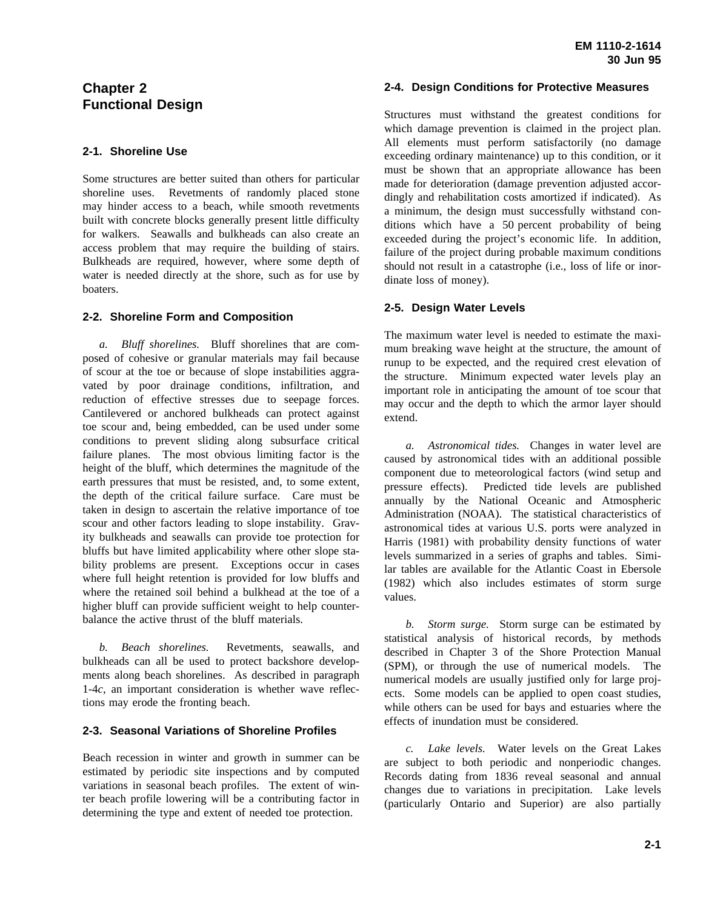# Chapter 2
# Functional Design

## 2-1. Shoreline Use

Some structures are better suited than others for particular shoreline uses. Revetments of randomly placed stone may hinder access to a beach, while smooth revetments built with concrete blocks generally present little difficulty for walkers. Seawalls and bulkheads can also create an access problem that may require the building of stairs. Bulkheads are required, however, where some depth of water is needed directly at the shore, such as for use by boaters.

## 2-2. Shoreline Form and Composition

*a. Bluff shorelines.* Bluff shorelines that are composed of cohesive or granular materials may fail because of scour at the toe or because of slope instabilities aggravated by poor drainage conditions, infiltration, and reduction of effective stresses due to seepage forces. Cantilevered or anchored bulkheads can protect against toe scour and, being embedded, can be used under some conditions to prevent sliding along subsurface critical failure planes. The most obvious limiting factor is the height of the bluff, which determines the magnitude of the earth pressures that must be resisted, and, to some extent, the depth of the critical failure surface. Care must be taken in design to ascertain the relative importance of toe scour and other factors leading to slope instability. Gravity bulkheads and seawalls can provide toe protection for bluffs but have limited applicability where other slope stability problems are present. Exceptions occur in cases where full height retention is provided for low bluffs and where the retained soil behind a bulkhead at the toe of a higher bluff can provide sufficient weight to help counterbalance the active thrust of the bluff materials.

*b. Beach shorelines.* Revetments, seawalls, and bulkheads can all be used to protect backshore developments along beach shorelines. As described in paragraph 1-4*c*, an important consideration is whether wave reflections may erode the fronting beach.

## 2-3. Seasonal Variations of Shoreline Profiles

Beach recession in winter and growth in summer can be estimated by periodic site inspections and by computed variations in seasonal beach profiles. The extent of winter beach profile lowering will be a contributing factor in determining the type and extent of needed toe protection.

## 2-4. Design Conditions for Protective Measures

Structures must withstand the greatest conditions for which damage prevention is claimed in the project plan. All elements must perform satisfactorily (no damage exceeding ordinary maintenance) up to this condition, or it must be shown that an appropriate allowance has been made for deterioration (damage prevention adjusted accordingly and rehabilitation costs amortized if indicated). As a minimum, the design must successfully withstand conditions which have a 50 percent probability of being exceeded during the project's economic life. In addition, failure of the project during probable maximum conditions should not result in a catastrophe (i.e., loss of life or inordinate loss of money).

## 2-5. Design Water Levels

The maximum water level is needed to estimate the maximum breaking wave height at the structure, the amount of runup to be expected, and the required crest elevation of the structure. Minimum expected water levels play an important role in anticipating the amount of toe scour that may occur and the depth to which the armor layer should extend.

*a. Astronomical tides.* Changes in water level are caused by astronomical tides with an additional possible component due to meteorological factors (wind setup and pressure effects). Predicted tide levels are published annually by the National Oceanic and Atmospheric Administration (NOAA). The statistical characteristics of astronomical tides at various U.S. ports were analyzed in Harris (1981) with probability density functions of water levels summarized in a series of graphs and tables. Similar tables are available for the Atlantic Coast in Ebersole (1982) which also includes estimates of storm surge values.

*b. Storm surge.* Storm surge can be estimated by statistical analysis of historical records, by methods described in Chapter 3 of the Shore Protection Manual (SPM), or through the use of numerical models. The numerical models are usually justified only for large projects. Some models can be applied to open coast studies, while others can be used for bays and estuaries where the effects of inundation must be considered.

*c. Lake levels.* Water levels on the Great Lakes are subject to both periodic and nonperiodic changes. Records dating from 1836 reveal seasonal and annual changes due to variations in precipitation. Lake levels (particularly Ontario and Superior) are also partially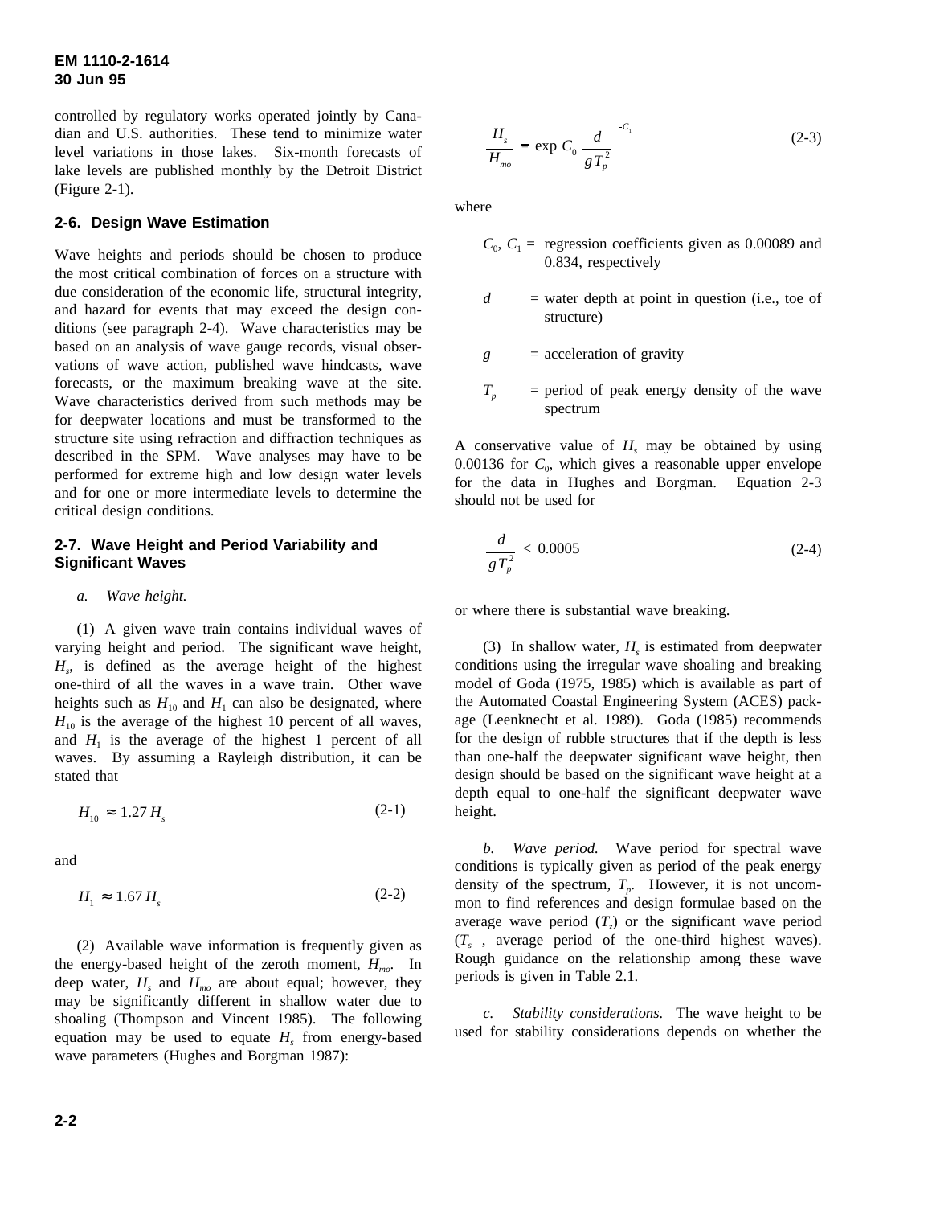controlled by regulatory works operated jointly by Canadian and U.S. authorities. These tend to minimize water level variations in those lakes. Six-month forecasts of lake levels are published monthly by the Detroit District (Figure 2-1).

### 2-6. Design Wave Estimation

Wave heights and periods should be chosen to produce the most critical combination of forces on a structure with due consideration of the economic life, structural integrity, and hazard for events that may exceed the design conditions (see paragraph 2-4). Wave characteristics may be based on an analysis of wave gauge records, visual observations of wave action, published wave hindcasts, wave forecasts, or the maximum breaking wave at the site. Wave characteristics derived from such methods may be for deepwater locations and must be transformed to the structure site using refraction and diffraction techniques as described in the SPM. Wave analyses may have to be performed for extreme high and low design water levels and for one or more intermediate levels to determine the critical design conditions.

### 2-7. Wave Height and Period Variability and Significant Waves

*a. Wave height.*

(1) A given wave train contains individual waves of varying height and period. The significant wave height, $H_s$, is defined as the average height of the highest one-third of all the waves in a wave train. Other wave heights such as $H_{10}$ and $H_1$ can also be designated, where $H_{10}$ is the average of the highest 10 percent of all waves, and $H_1$ is the average of the highest 1 percent of all waves. By assuming a Rayleigh distribution, it can be stated that

$$H_{10} \approx 1.27\, H_s \tag{2-1}$$

and

$$H_1 \approx 1.67\, H_s \tag{2-2}$$

(2) Available wave information is frequently given as the energy-based height of the zeroth moment, $H_{mo}$. In deep water, $H_s$ and $H_{mo}$ are about equal; however, they may be significantly different in shallow water due to shoaling (Thompson and Vincent 1985). The following equation may be used to equate $H_s$ from energy-based wave parameters (Hughes and Borgman 1987):

$$\frac{H_s}{H_{mo}} = \exp \left[ C_0 \left( \frac{d}{g T_p^2} \right)^{-C_1} \right] \tag{2-3}$$

where

$C_0$, $C_1$ = regression coefficients given as 0.00089 and 0.834, respectively

$d$ = water depth at point in question (i.e., toe of structure)

$g$ = acceleration of gravity

$T_p$ = period of peak energy density of the wave spectrum

A conservative value of $H_s$ may be obtained by using 0.00136 for $C_0$, which gives a reasonable upper envelope for the data in Hughes and Borgman. Equation 2-3 should not be used for

$$\frac{d}{g T_p^2} < 0.0005 \tag{2-4}$$

or where there is substantial wave breaking.

(3) In shallow water, $H_s$ is estimated from deepwater conditions using the irregular wave shoaling and breaking model of Goda (1975, 1985) which is available as part of the Automated Coastal Engineering System (ACES) package (Leenknecht et al. 1989). Goda (1985) recommends for the design of rubble structures that if the depth is less than one-half the deepwater significant wave height, then design should be based on the significant wave height at a depth equal to one-half the significant deepwater wave height.

*b. Wave period.* Wave period for spectral wave conditions is typically given as period of the peak energy density of the spectrum, $T_p$. However, it is not uncommon to find references and design formulae based on the average wave period ($T_z$) or the significant wave period ($T_s$ , average period of the one-third highest waves). Rough guidance on the relationship among these wave periods is given in Table 2.1.

*c. Stability considerations.* The wave height to be used for stability considerations depends on whether the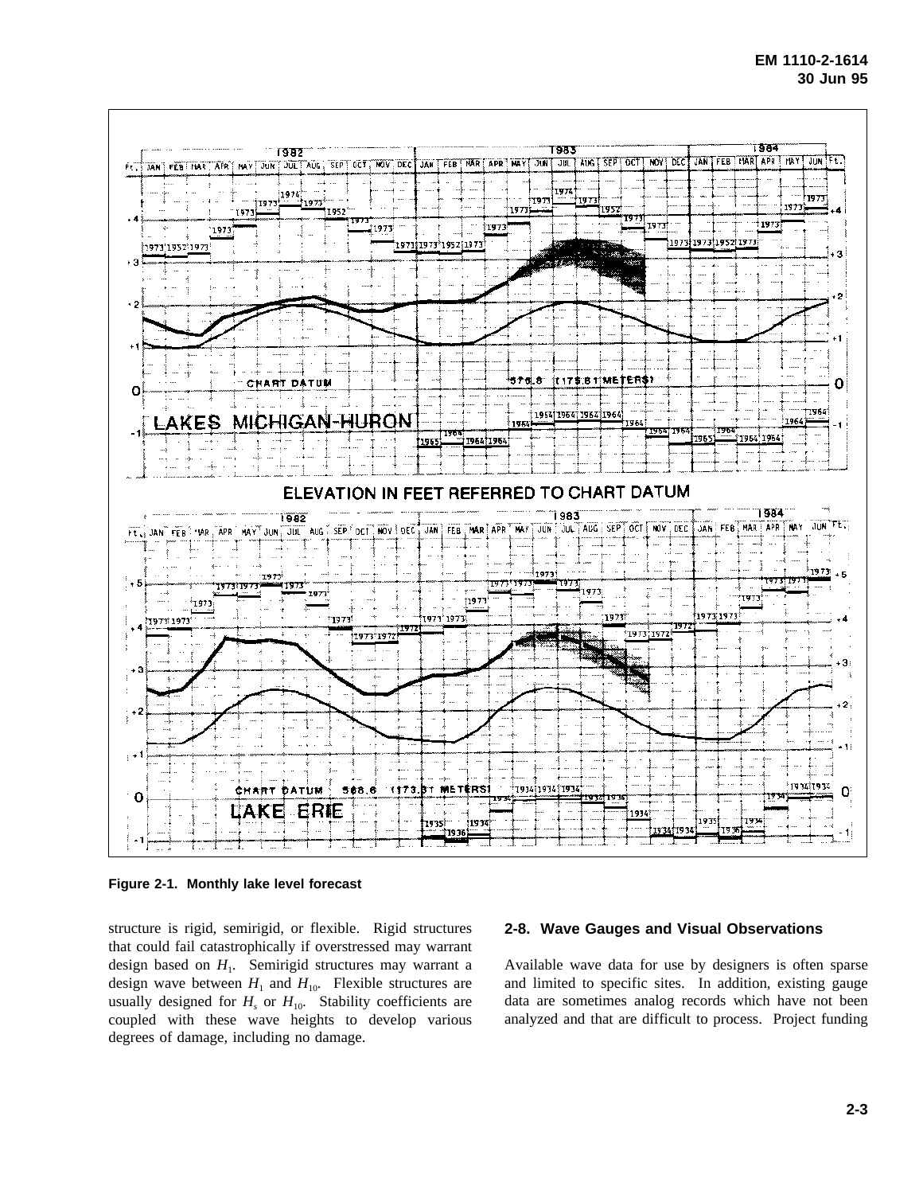Figure 2-1. Monthly lake level forecast

structure is rigid, semirigid, or flexible. Rigid structures that could fail catastrophically if overstressed may warrant design based on $H_1$. Semirigid structures may warrant a design wave between $H_1$ and $H_{10}$. Flexible structures are usually designed for $H_s$ or $H_{10}$. Stability coefficients are coupled with these wave heights to develop various degrees of damage, including no damage.

## 2-8. Wave Gauges and Visual Observations

Available wave data for use by designers is often sparse and limited to specific sites. In addition, existing gauge data are sometimes analog records which have not been analyzed and that are difficult to process. Project funding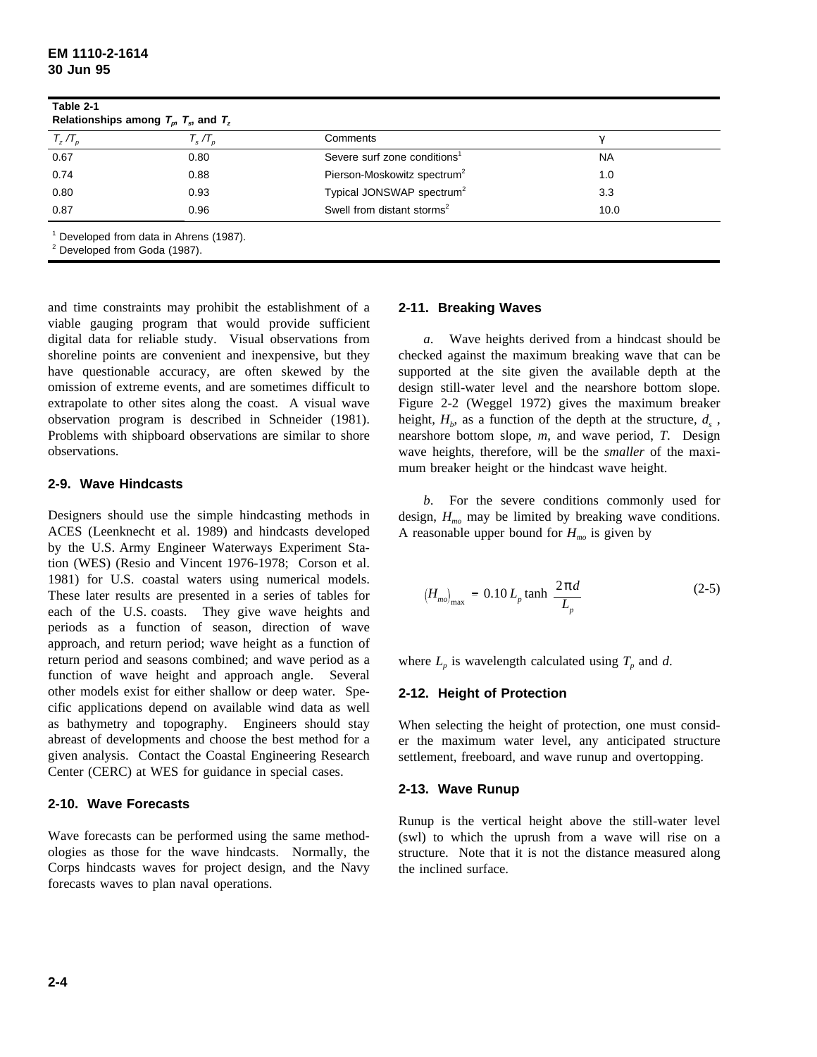**Table 2-1**
**Relationships among $T_p$, $T_s$, and $T_z$**

| $T_z / T_p$ | $T_s / T_p$ | Comments | $\gamma$ |
|---|---|---|---|
| 0.67 | 0.80 | Severe surf zone conditions[1] | NA |
| 0.74 | 0.88 | Pierson-Moskowitz spectrum[2] | 1.0 |
| 0.80 | 0.93 | Typical JONSWAP spectrum[2] | 3.3 |
| 0.87 | 0.96 | Swell from distant storms[2] | 10.0 |

[1] Developed from data in Ahrens (1987).
[2] Developed from Goda (1987).

and time constraints may prohibit the establishment of a viable gauging program that would provide sufficient digital data for reliable study. Visual observations from shoreline points are convenient and inexpensive, but they have questionable accuracy, are often skewed by the omission of extreme events, and are sometimes difficult to extrapolate to other sites along the coast. A visual wave observation program is described in Schneider (1981). Problems with shipboard observations are similar to shore observations.

## 2-9. Wave Hindcasts

Designers should use the simple hindcasting methods in ACES (Leenknecht et al. 1989) and hindcasts developed by the U.S. Army Engineer Waterways Experiment Station (WES) (Resio and Vincent 1976-1978; Corson et al. 1981) for U.S. coastal waters using numerical models. These later results are presented in a series of tables for each of the U.S. coasts. They give wave heights and periods as a function of season, direction of wave approach, and return period; wave height as a function of return period and seasons combined; and wave period as a function of wave height and approach angle. Several other models exist for either shallow or deep water. Specific applications depend on available wind data as well as bathymetry and topography. Engineers should stay abreast of developments and choose the best method for a given analysis. Contact the Coastal Engineering Research Center (CERC) at WES for guidance in special cases.

## 2-10. Wave Forecasts

Wave forecasts can be performed using the same methodologies as those for the wave hindcasts. Normally, the Corps hindcasts waves for project design, and the Navy forecasts waves to plan naval operations.

## 2-11. Breaking Waves

*a*. Wave heights derived from a hindcast should be checked against the maximum breaking wave that can be supported at the site given the available depth at the design still-water level and the nearshore bottom slope. Figure 2-2 (Weggel 1972) gives the maximum breaker height, $H_b$, as a function of the depth at the structure, $d_s$, nearshore bottom slope, $m$, and wave period, $T$. Design wave heights, therefore, will be the *smaller* of the maximum breaker height or the hindcast wave height.

*b*. For the severe conditions commonly used for design, $H_{mo}$ may be limited by breaking wave conditions. A reasonable upper bound for $H_{mo}$ is given by

$$(H_{mo})_{\max} = 0.10\, L_p \tanh \left( \frac{2\pi d}{L_p} \right) \tag{2-5}$$

where $L_p$ is wavelength calculated using $T_p$ and $d$.

## 2-12. Height of Protection

When selecting the height of protection, one must consider the maximum water level, any anticipated structure settlement, freeboard, and wave runup and overtopping.

## 2-13. Wave Runup

Runup is the vertical height above the still-water level (swl) to which the uprush from a wave will rise on a structure. Note that it is not the distance measured along the inclined surface.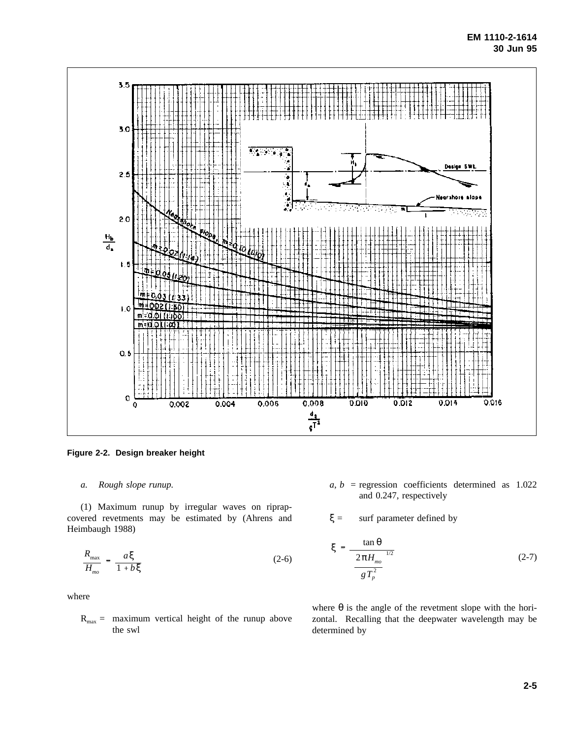**Figure 2-2. Design breaker height**

*a. Rough slope runup.*

(1) Maximum runup by irregular waves on riprap-covered revetments may be estimated by (Ahrens and Heimbaugh 1988)

$$\frac{R_{max}}{H_{mo}} = \frac{a\xi}{1 + b\xi} \tag{2-6}$$

where

$R_{max}$ = maximum vertical height of the runup above the swl

$a$, $b$ = regression coefficients determined as 1.022 and 0.247, respectively

$\xi$ = surf parameter defined by

$$\xi = \frac{\tan \theta}{\left( \dfrac{2\pi H_{mo}}{g T_p^2} \right)^{1/2}} \tag{2-7}$$

where $\theta$ is the angle of the revetment slope with the horizontal. Recalling that the deepwater wavelength may be determined by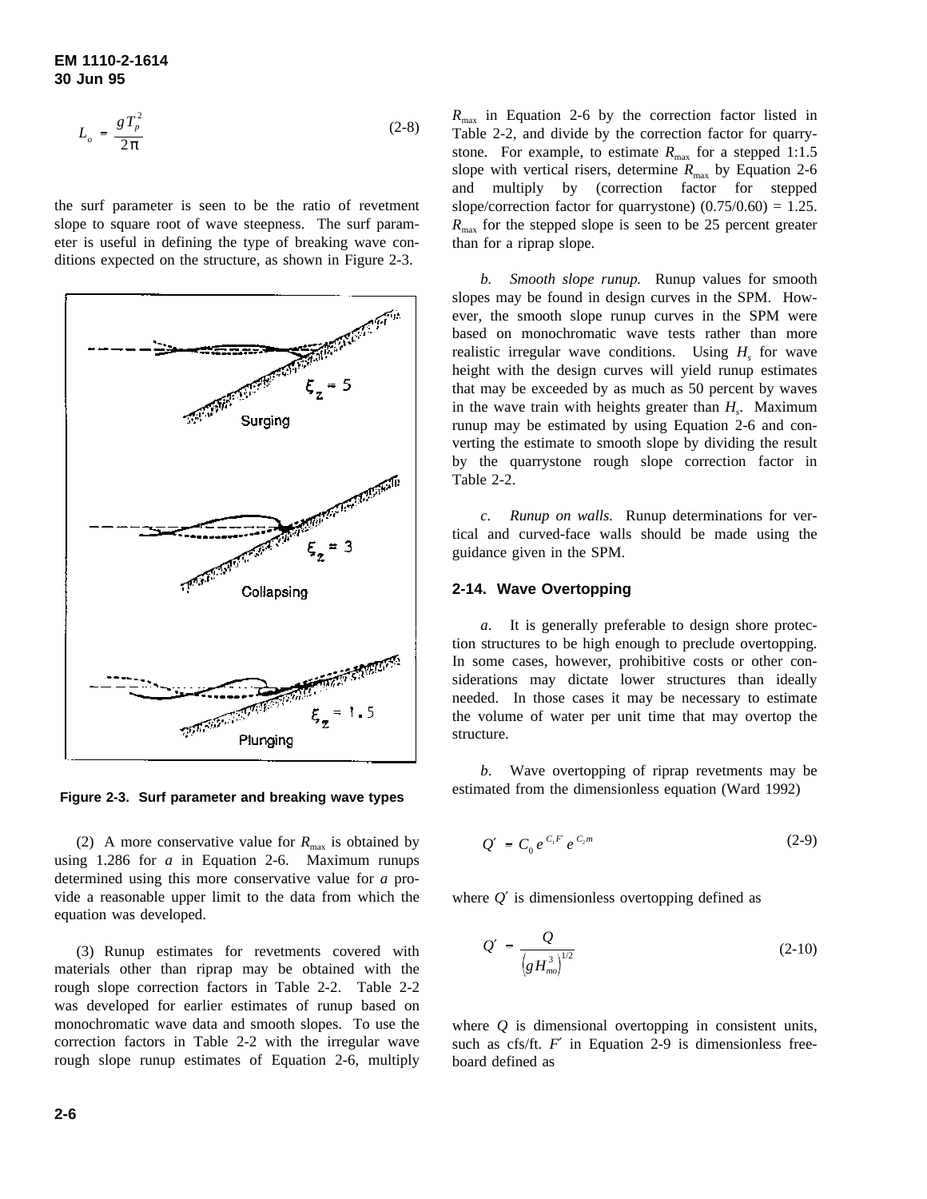$$L_o = \frac{gT_p^2}{2\pi} \tag{2-8}$$

the surf parameter is seen to be the ratio of revetment slope to square root of wave steepness. The surf parameter is useful in defining the type of breaking wave conditions expected on the structure, as shown in Figure 2-3.

**Figure 2-3. Surf parameter and breaking wave types**

(2) A more conservative value for $R_{max}$ is obtained by using 1.286 for $a$ in Equation 2-6. Maximum runups determined using this more conservative value for $a$ provide a reasonable upper limit to the data from which the equation was developed.

(3) Runup estimates for revetments covered with materials other than riprap may be obtained with the rough slope correction factors in Table 2-2. Table 2-2 was developed for earlier estimates of runup based on monochromatic wave data and smooth slopes. To use the correction factors in Table 2-2 with the irregular wave rough slope runup estimates of Equation 2-6, multiply $R_{max}$ in Equation 2-6 by the correction factor listed in Table 2-2, and divide by the correction factor for quarrystone. For example, to estimate $R_{max}$ for a stepped 1:1.5 slope with vertical risers, determine $R_{max}$ by Equation 2-6 and multiply by (correction factor for stepped slope/correction factor for quarrystone) $(0.75/0.60) = 1.25$. $R_{max}$ for the stepped slope is seen to be 25 percent greater than for a riprap slope.

*b. Smooth slope runup.* Runup values for smooth slopes may be found in design curves in the SPM. However, the smooth slope runup curves in the SPM were based on monochromatic wave tests rather than more realistic irregular wave conditions. Using $H_s$ for wave height with the design curves will yield runup estimates that may be exceeded by as much as 50 percent by waves in the wave train with heights greater than $H_s$. Maximum runup may be estimated by using Equation 2-6 and converting the estimate to smooth slope by dividing the result by the quarrystone rough slope correction factor in Table 2-2.

*c. Runup on walls.* Runup determinations for vertical and curved-face walls should be made using the guidance given in the SPM.

## 2-14. Wave Overtopping

*a.* It is generally preferable to design shore protection structures to be high enough to preclude overtopping. In some cases, however, prohibitive costs or other considerations may dictate lower structures than ideally needed. In those cases it may be necessary to estimate the volume of water per unit time that may overtop the structure.

*b.* Wave overtopping of riprap revetments may be estimated from the dimensionless equation (Ward 1992)

$$Q' = C_0 e^{C_1 F'} e^{C_2 m} \tag{2-9}$$

where $Q'$ is dimensionless overtopping defined as

$$Q' = \frac{Q}{\left(gH_{mo}^3\right)^{1/2}} \tag{2-10}$$

where $Q$ is dimensional overtopping in consistent units, such as cfs/ft. $F'$ in Equation 2-9 is dimensionless freeboard defined as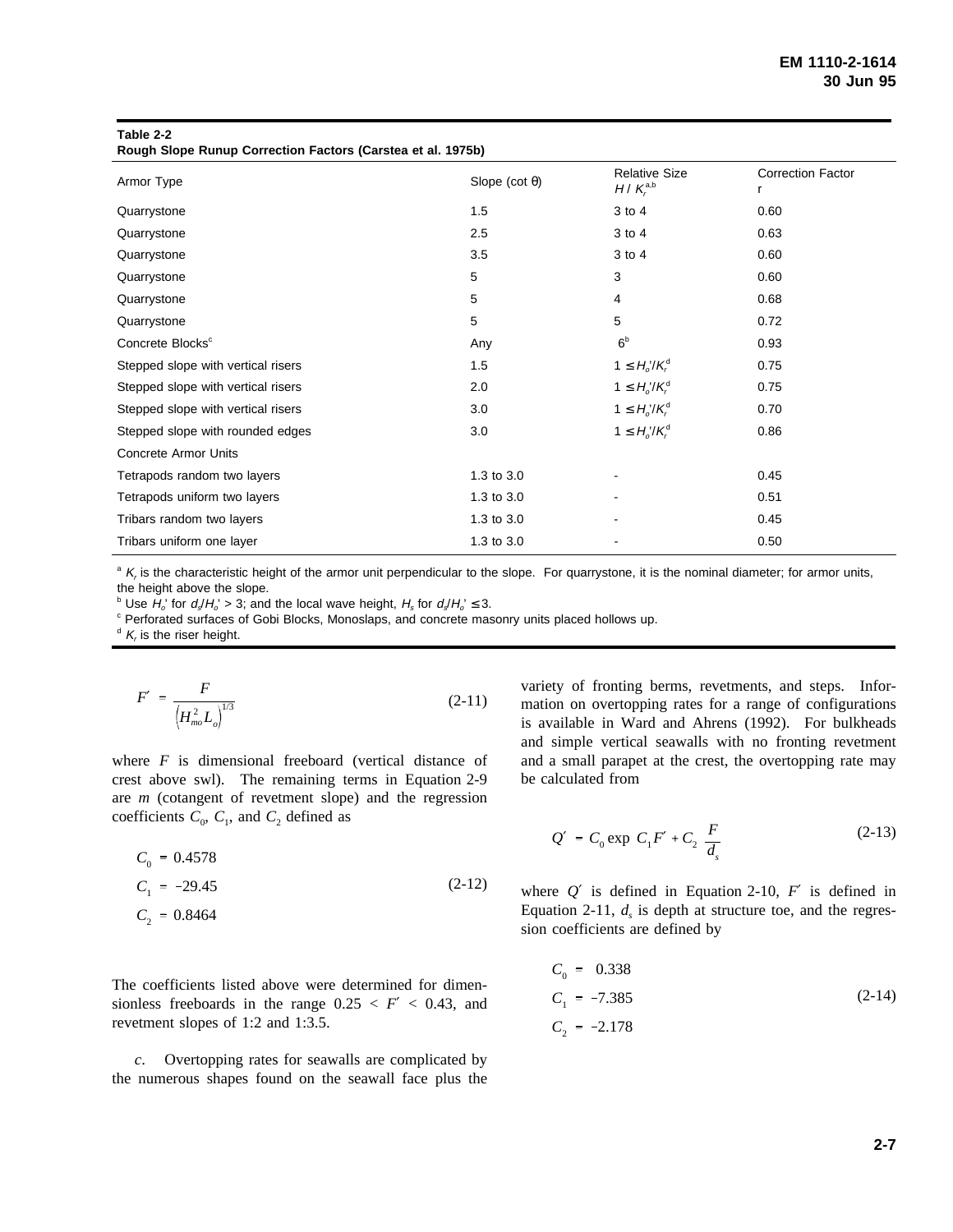**Table 2-2**
**Rough Slope Runup Correction Factors (Carstea et al. 1975b)**

| Armor Type | Slope (cot θ) | Relative Size $H / K_r$[a,b] | Correction Factor r |
|---|---|---|---|
| Quarrystone | 1.5 | 3 to 4 | 0.60 |
| Quarrystone | 2.5 | 3 to 4 | 0.63 |
| Quarrystone | 3.5 | 3 to 4 | 0.60 |
| Quarrystone | 5 | 3 | 0.60 |
| Quarrystone | 5 | 4 | 0.68 |
| Quarrystone | 5 | 5 | 0.72 |
| Concrete Blocks[c] | Any | 6[b] | 0.93 |
| Stepped slope with vertical risers | 1.5 | $1 \le H_o'/K_r$[d] | 0.75 |
| Stepped slope with vertical risers | 2.0 | $1 \le H_o'/K_r$[d] | 0.75 |
| Stepped slope with vertical risers | 3.0 | $1 \le H_o'/K_r$[d] | 0.70 |
| Stepped slope with rounded edges | 3.0 | $1 \le H_o'/K_r$[d] | 0.86 |
| Concrete Armor Units | | | |
| Tetrapods random two layers | 1.3 to 3.0 | - | 0.45 |
| Tetrapods uniform two layers | 1.3 to 3.0 | - | 0.51 |
| Tribars random two layers | 1.3 to 3.0 | - | 0.45 |
| Tribars uniform one layer | 1.3 to 3.0 | - | 0.50 |

[a] $K_r$ is the characteristic height of the armor unit perpendicular to the slope. For quarrystone, it is the nominal diameter; for armor units, the height above the slope.
[b] Use $H_o'$ for $d_s/H_o' > 3$; and the local wave height, $H_s$ for $d_s/H_o' \le 3$.
[c] Perforated surfaces of Gobi Blocks, Monoslaps, and concrete masonry units placed hollows up.
[d] $K_r$ is the riser height.

$$F' = \frac{F}{\left(H_{mo}^2 L_o\right)^{1/3}} \tag{2-11}$$

where $F$ is dimensional freeboard (vertical distance of crest above swl). The remaining terms in Equation 2-9 are $m$ (cotangent of revetment slope) and the regression coefficients $C_0$, $C_1$, and $C_2$ defined as

$$\begin{aligned} C_0 &= 0.4578 \\ C_1 &= -29.45 \\ C_2 &= 0.8464 \end{aligned} \tag{2-12}$$

The coefficients listed above were determined for dimensionless freeboards in the range $0.25 < F' < 0.43$, and revetment slopes of 1:2 and 1:3.5.

*c*. Overtopping rates for seawalls are complicated by the numerous shapes found on the seawall face plus the variety of fronting berms, revetments, and steps. Information on overtopping rates for a range of configurations is available in Ward and Ahrens (1992). For bulkheads and simple vertical seawalls with no fronting revetment and a small parapet at the crest, the overtopping rate may be calculated from

$$Q' = C_0 \exp\left(C_1 F' + C_2 \frac{F}{d_s}\right) \tag{2-13}$$

where $Q'$ is defined in Equation 2-10, $F'$ is defined in Equation 2-11, $d_s$ is depth at structure toe, and the regression coefficients are defined by

$$\begin{aligned} C_0 &= 0.338 \\ C_1 &= -7.385 \\ C_2 &= -2.178 \end{aligned} \tag{2-14}$$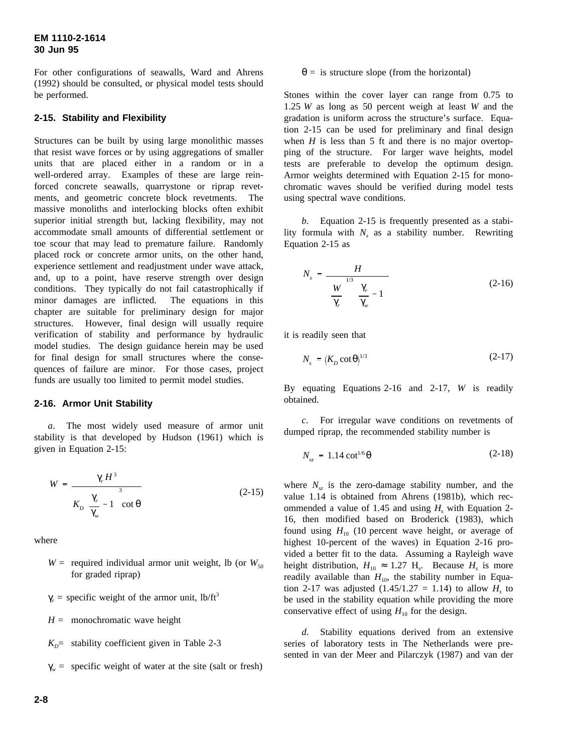For other configurations of seawalls, Ward and Ahrens (1992) should be consulted, or physical model tests should be performed.

## 2-15. Stability and Flexibility

Structures can be built by using large monolithic masses that resist wave forces or by using aggregations of smaller units that are placed either in a random or in a well-ordered array. Examples of these are large reinforced concrete seawalls, quarrystone or riprap revetments, and geometric concrete block revetments. The massive monoliths and interlocking blocks often exhibit superior initial strength but, lacking flexibility, may not accommodate small amounts of differential settlement or toe scour that may lead to premature failure. Randomly placed rock or concrete armor units, on the other hand, experience settlement and readjustment under wave attack, and, up to a point, have reserve strength over design conditions. They typically do not fail catastrophically if minor damages are inflicted. The equations in this chapter are suitable for preliminary design for major structures. However, final design will usually require verification of stability and performance by hydraulic model studies. The design guidance herein may be used for final design for small structures where the consequences of failure are minor. For those cases, project funds are usually too limited to permit model studies.

## 2-16. Armor Unit Stability

*a*. The most widely used measure of armor unit stability is that developed by Hudson (1961) which is given in Equation 2-15:

$$W = \frac{\gamma_r H^3}{K_D \left( \frac{\gamma_r}{\gamma_w} - 1 \right)^3 \cot \theta} \tag{2-15}$$

where

$W$ = required individual armor unit weight, lb (or $W_{50}$ for graded riprap)

$\gamma_r$ = specific weight of the armor unit, lb/ft$^3$

$H$ = monochromatic wave height

$K_D$ = stability coefficient given in Table 2-3

$\gamma_w$ = specific weight of water at the site (salt or fresh)

$\theta$ = is structure slope (from the horizontal)

Stones within the cover layer can range from 0.75 to 1.25 *W* as long as 50 percent weigh at least *W* and the gradation is uniform across the structure's surface. Equation 2-15 can be used for preliminary and final design when *H* is less than 5 ft and there is no major overtopping of the structure. For larger wave heights, model tests are preferable to develop the optimum design. Armor weights determined with Equation 2-15 for monochromatic waves should be verified during model tests using spectral wave conditions.

*b*. Equation 2-15 is frequently presented as a stability formula with $N_s$ as a stability number. Rewriting Equation 2-15 as

$$N_s = \frac{H}{\left( \frac{W}{\gamma_r} \right)^{1/3} \left( \frac{\gamma_r}{\gamma_w} - 1 \right)} \tag{2-16}$$

it is readily seen that

$$N_s = \left( K_D \cot \theta \right)^{1/3} \tag{2-17}$$

By equating Equations 2-16 and 2-17, *W* is readily obtained.

*c*. For irregular wave conditions on revetments of dumped riprap, the recommended stability number is

$$N_{sz} = 1.14 \cot^{1/6} \theta \tag{2-18}$$

where $N_{sz}$ is the zero-damage stability number, and the value 1.14 is obtained from Ahrens (1981b), which recommended a value of 1.45 and using $H_s$ with Equation 2-16, then modified based on Broderick (1983), which found using $H_{10}$ (10 percent wave height, or average of highest 10-percent of the waves) in Equation 2-16 provided a better fit to the data. Assuming a Rayleigh wave height distribution, $H_{10} \approx 1.27\ H_s$. Because $H_s$ is more readily available than $H_{10}$, the stability number in Equation 2-17 was adjusted (1.45/1.27 = 1.14) to allow $H_s$ to be used in the stability equation while providing the more conservative effect of using $H_{10}$ for the design.

*d*. Stability equations derived from an extensive series of laboratory tests in The Netherlands were presented in van der Meer and Pilarczyk (1987) and van der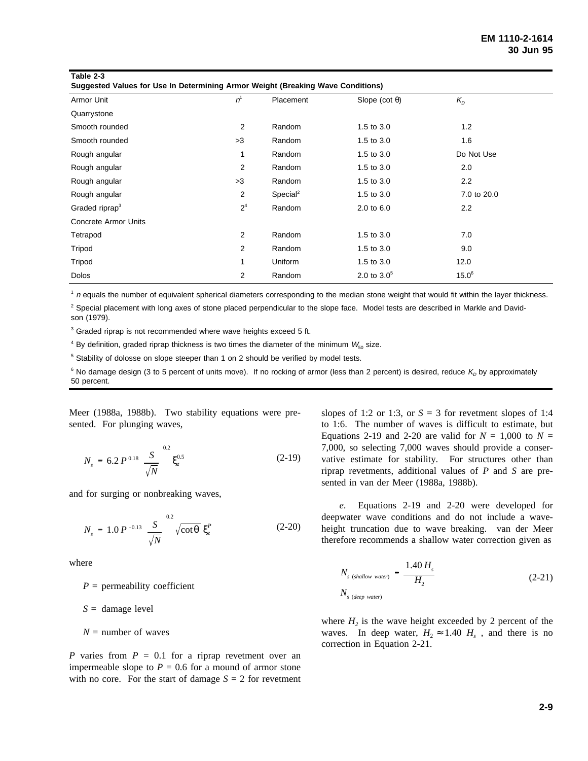**Table 2-3**
**Suggested Values for Use In Determining Armor Weight (Breaking Wave Conditions)**

| Armor Unit | $n$[1] | Placement | Slope (cot θ) | $K_D$ |
|---|---|---|---|---|
| Quarrystone | | | | |
| Smooth rounded | 2 | Random | 1.5 to 3.0 | 1.2 |
| Smooth rounded | >3 | Random | 1.5 to 3.0 | 1.6 |
| Rough angular | 1 | Random | 1.5 to 3.0 | Do Not Use |
| Rough angular | 2 | Random | 1.5 to 3.0 | 2.0 |
| Rough angular | >3 | Random | 1.5 to 3.0 | 2.2 |
| Rough angular | 2 | Special[2] | 1.5 to 3.0 | 7.0 to 20.0 |
| Graded riprap[3] | 2[4] | Random | 2.0 to 6.0 | 2.2 |
| Concrete Armor Units | | | | |
| Tetrapod | 2 | Random | 1.5 to 3.0 | 7.0 |
| Tripod | 2 | Random | 1.5 to 3.0 | 9.0 |
| Tripod | 1 | Uniform | 1.5 to 3.0 | 12.0 |
| Dolos | 2 | Random | 2.0 to 3.0[5] | 15.0[6] |

[1] $n$ equals the number of equivalent spherical diameters corresponding to the median stone weight that would fit within the layer thickness.

[2] Special placement with long axes of stone placed perpendicular to the slope face. Model tests are described in Markle and Davidson (1979).

[3] Graded riprap is not recommended where wave heights exceed 5 ft.

[4] By definition, graded riprap thickness is two times the diameter of the minimum $W_{50}$ size.

[5] Stability of dolosse on slope steeper than 1 on 2 should be verified by model tests.

[6] No damage design (3 to 5 percent of units move). If no rocking of armor (less than 2 percent) is desired, reduce $K_D$ by approximately 50 percent.

Meer (1988a, 1988b). Two stability equations were presented. For plunging waves,

$$N_s = 6.2\, P^{0.18} \left( \frac{S}{\sqrt{N}} \right)^{0.2} \xi_z^{0.5} \tag{2-19}$$

and for surging or nonbreaking waves,

$$N_s = 1.0\, P^{-0.13} \left( \frac{S}{\sqrt{N}} \right)^{0.2} \sqrt{\cot\theta}\; \xi_z^{P} \tag{2-20}$$

where

$P$ = permeability coefficient

$S$ = damage level

$N$ = number of waves

$P$ varies from $P = 0.1$ for a riprap revetment over an impermeable slope to $P = 0.6$ for a mound of armor stone with no core. For the start of damage $S = 2$ for revetment slopes of 1:2 or 1:3, or $S = 3$ for revetment slopes of 1:4 to 1:6. The number of waves is difficult to estimate, but Equations 2-19 and 2-20 are valid for $N = 1{,}000$ to $N = 7{,}000$, so selecting 7,000 waves should provide a conservative estimate for stability. For structures other than riprap revetments, additional values of $P$ and $S$ are presented in van der Meer (1988a, 1988b).

*e.* Equations 2-19 and 2-20 were developed for deepwater wave conditions and do not include a wave-height truncation due to wave breaking. van der Meer therefore recommends a shallow water correction given as

$$\frac{N_{s\,(shallow\ water)}}{N_{s\,(deep\ water)}} = \frac{1.40\, H_s}{H_2} \tag{2-21}$$

where $H_2$ is the wave height exceeded by 2 percent of the waves. In deep water, $H_2 \approx 1.40\ H_s$ , and there is no correction in Equation 2-21.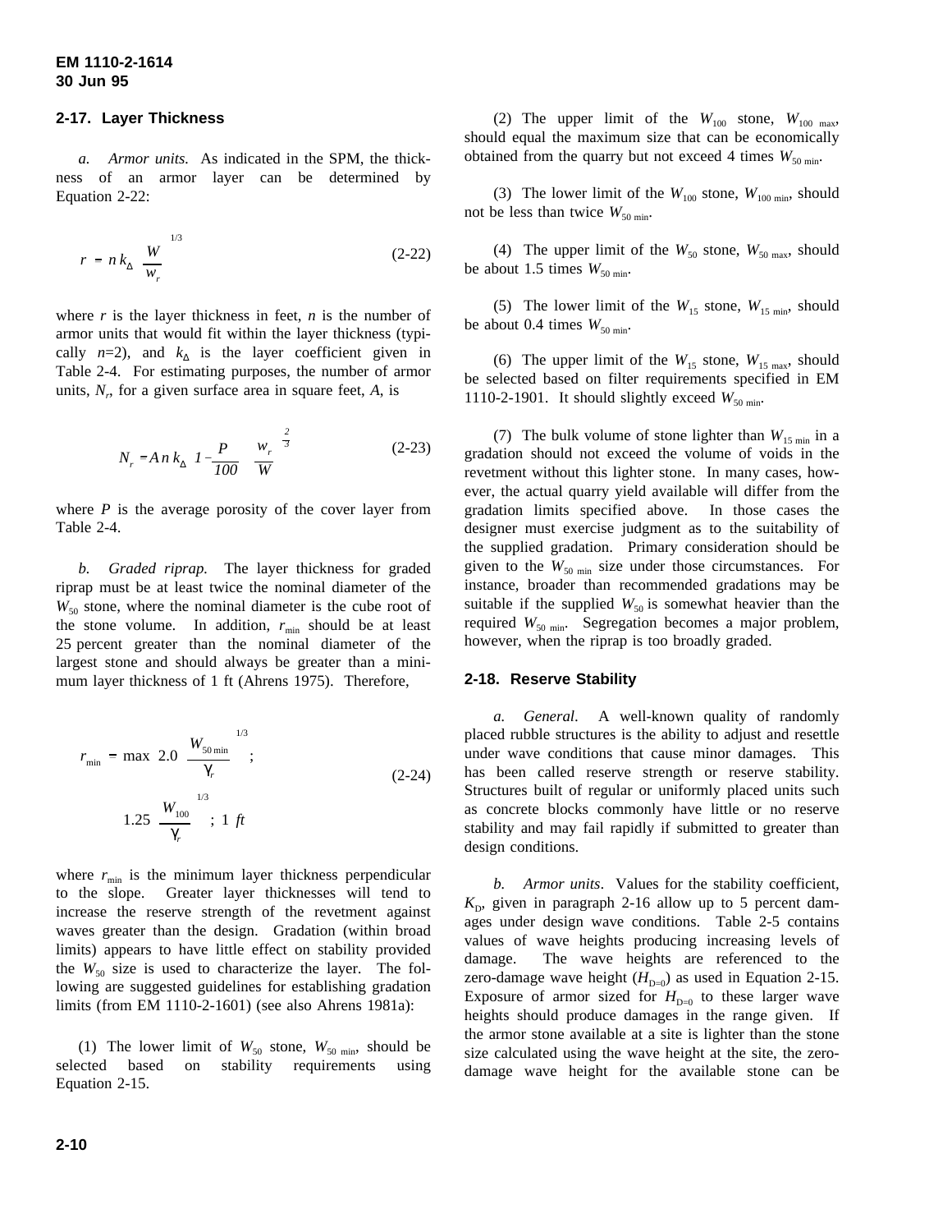## 2-17. Layer Thickness

*a. Armor units.* As indicated in the SPM, the thickness of an armor layer can be determined by Equation 2-22:

$$r = n\,k_{\Delta}\left(\frac{W}{w_r}\right)^{1/3} \tag{2-22}$$

where $r$ is the layer thickness in feet, $n$ is the number of armor units that would fit within the layer thickness (typically $n$=2), and $k_{\Delta}$ is the layer coefficient given in Table 2-4. For estimating purposes, the number of armor units, $N_r$, for a given surface area in square feet, $A$, is

$$N_r = A\,n\,k_{\Delta}\left(1 - \frac{P}{100}\right)\left(\frac{w_r}{W}\right)^{\frac{2}{3}} \tag{2-23}$$

where $P$ is the average porosity of the cover layer from Table 2-4.

*b. Graded riprap.* The layer thickness for graded riprap must be at least twice the nominal diameter of the $W_{50}$ stone, where the nominal diameter is the cube root of the stone volume. In addition, $r_{min}$ should be at least 25 percent greater than the nominal diameter of the largest stone and should always be greater than a minimum layer thickness of 1 ft (Ahrens 1975). Therefore,

$$r_{min} = \max\left[2.0\left(\frac{W_{50\,min}}{\gamma_r}\right)^{1/3};\; 1.25\left(\frac{W_{100}}{\gamma_r}\right)^{1/3};\; 1\,ft\right] \tag{2-24}$$

where $r_{min}$ is the minimum layer thickness perpendicular to the slope. Greater layer thicknesses will tend to increase the reserve strength of the revetment against waves greater than the design. Gradation (within broad limits) appears to have little effect on stability provided the $W_{50}$ size is used to characterize the layer. The following are suggested guidelines for establishing gradation limits (from EM 1110-2-1601) (see also Ahrens 1981a):

(1) The lower limit of $W_{50}$ stone, $W_{50\,min}$, should be selected based on stability requirements using Equation 2-15.

(2) The upper limit of the $W_{100}$ stone, $W_{100\,max}$, should equal the maximum size that can be economically obtained from the quarry but not exceed 4 times $W_{50\,min}$.

(3) The lower limit of the $W_{100}$ stone, $W_{100\,min}$, should not be less than twice $W_{50\,min}$.

(4) The upper limit of the $W_{50}$ stone, $W_{50\,max}$, should be about 1.5 times $W_{50\,min}$.

(5) The lower limit of the $W_{15}$ stone, $W_{15\,min}$, should be about 0.4 times $W_{50\,min}$.

(6) The upper limit of the $W_{15}$ stone, $W_{15\,max}$, should be selected based on filter requirements specified in EM 1110-2-1901. It should slightly exceed $W_{50\,min}$.

(7) The bulk volume of stone lighter than $W_{15\,min}$ in a gradation should not exceed the volume of voids in the revetment without this lighter stone. In many cases, however, the actual quarry yield available will differ from the gradation limits specified above. In those cases the designer must exercise judgment as to the suitability of the supplied gradation. Primary consideration should be given to the $W_{50\,min}$ size under those circumstances. For instance, broader than recommended gradations may be suitable if the supplied $W_{50}$ is somewhat heavier than the required $W_{50\,min}$. Segregation becomes a major problem, however, when the riprap is too broadly graded.

## 2-18. Reserve Stability

*a. General.* A well-known quality of randomly placed rubble structures is the ability to adjust and resettle under wave conditions that cause minor damages. This has been called reserve strength or reserve stability. Structures built of regular or uniformly placed units such as concrete blocks commonly have little or no reserve stability and may fail rapidly if submitted to greater than design conditions.

*b. Armor units.* Values for the stability coefficient, $K_D$, given in paragraph 2-16 allow up to 5 percent damages under design wave conditions. Table 2-5 contains values of wave heights producing increasing levels of damage. The wave heights are referenced to the zero-damage wave height ($H_{D=0}$) as used in Equation 2-15. Exposure of armor sized for $H_{D=0}$ to these larger wave heights should produce damages in the range given. If the armor stone available at a site is lighter than the stone size calculated using the wave height at the site, the zero-damage wave height for the available stone can be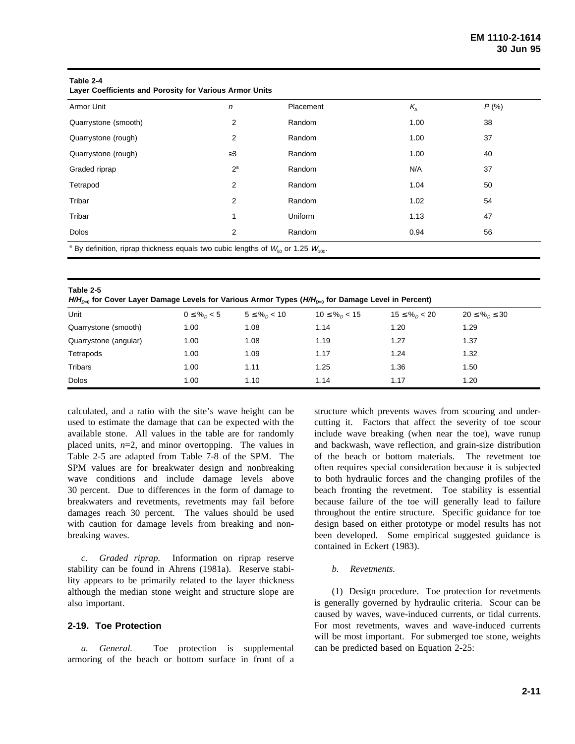**Table 2-4**
**Layer Coefficients and Porosity for Various Armor Units**

| Armor Unit | $n$ | Placement | $K_\Delta$ | $P$ (%) |
|---|---|---|---|---|
| Quarrystone (smooth) | 2 | Random | 1.00 | 38 |
| Quarrystone (rough) | 2 | Random | 1.00 | 37 |
| Quarrystone (rough) | ≥3 | Random | 1.00 | 40 |
| Graded riprap | 2[a] | Random | N/A | 37 |
| Tetrapod | 2 | Random | 1.04 | 50 |
| Tribar | 2 | Random | 1.02 | 54 |
| Tribar | 1 | Uniform | 1.13 | 47 |
| Dolos | 2 | Random | 0.94 | 56 |

[a] By definition, riprap thickness equals two cubic lengths of $W_{50}$ or 1.25 $W_{100}$.

**Table 2-5**
**$H/H_{D=0}$ for Cover Layer Damage Levels for Various Armor Types ($H/H_{D=0}$ for Damage Level in Percent)**

| Unit | $0 \leq \%_D < 5$ | $5 \leq \%_D < 10$ | $10 \leq \%_D < 15$ | $15 \leq \%_D < 20$ | $20 \leq \%_D \leq 30$ |
|---|---|---|---|---|---|
| Quarrystone (smooth) | 1.00 | 1.08 | 1.14 | 1.20 | 1.29 |
| Quarrystone (angular) | 1.00 | 1.08 | 1.19 | 1.27 | 1.37 |
| Tetrapods | 1.00 | 1.09 | 1.17 | 1.24 | 1.32 |
| Tribars | 1.00 | 1.11 | 1.25 | 1.36 | 1.50 |
| Dolos | 1.00 | 1.10 | 1.14 | 1.17 | 1.20 |

calculated, and a ratio with the site's wave height can be used to estimate the damage that can be expected with the available stone. All values in the table are for randomly placed units, $n$=2, and minor overtopping. The values in Table 2-5 are adapted from Table 7-8 of the SPM. The SPM values are for breakwater design and nonbreaking wave conditions and include damage levels above 30 percent. Due to differences in the form of damage to breakwaters and revetments, revetments may fail before damages reach 30 percent. The values should be used with caution for damage levels from breaking and non-breaking waves.

*c. Graded riprap.* Information on riprap reserve stability can be found in Ahrens (1981a). Reserve stability appears to be primarily related to the layer thickness although the median stone weight and structure slope are also important.

## 2-19. Toe Protection

*a. General.* Toe protection is supplemental armoring of the beach or bottom surface in front of a structure which prevents waves from scouring and undercutting it. Factors that affect the severity of toe scour include wave breaking (when near the toe), wave runup and backwash, wave reflection, and grain-size distribution of the beach or bottom materials. The revetment toe often requires special consideration because it is subjected to both hydraulic forces and the changing profiles of the beach fronting the revetment. Toe stability is essential because failure of the toe will generally lead to failure throughout the entire structure. Specific guidance for toe design based on either prototype or model results has not been developed. Some empirical suggested guidance is contained in Eckert (1983).

*b. Revetments.*

(1) Design procedure. Toe protection for revetments is generally governed by hydraulic criteria. Scour can be caused by waves, wave-induced currents, or tidal currents. For most revetments, waves and wave-induced currents will be most important. For submerged toe stone, weights can be predicted based on Equation 2-25: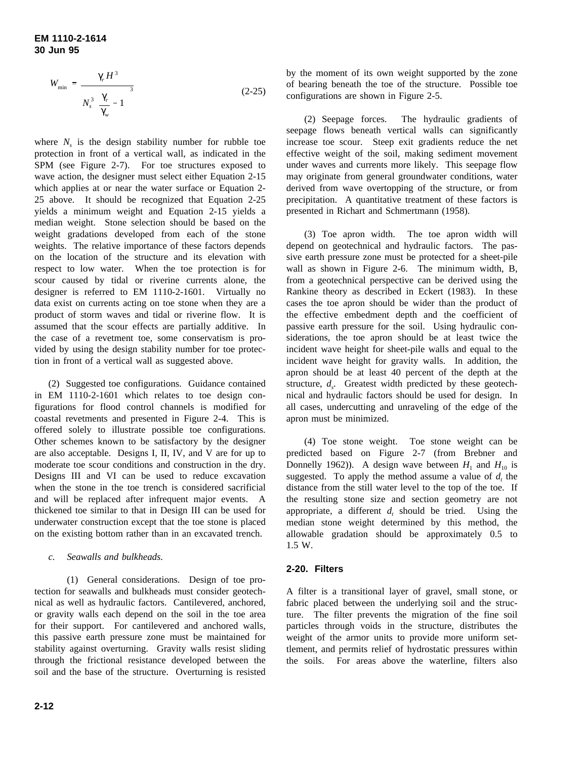$$W_{min} = \frac{\gamma_r H^3}{N_s^3 \left(\frac{\gamma_r}{\gamma_w} - 1\right)^3} \tag{2-25}$$

where $N_s$ is the design stability number for rubble toe protection in front of a vertical wall, as indicated in the SPM (see Figure 2-7). For toe structures exposed to wave action, the designer must select either Equation 2-15 which applies at or near the water surface or Equation 2-25 above. It should be recognized that Equation 2-25 yields a minimum weight and Equation 2-15 yields a median weight. Stone selection should be based on the weight gradations developed from each of the stone weights. The relative importance of these factors depends on the location of the structure and its elevation with respect to low water. When the toe protection is for scour caused by tidal or riverine currents alone, the designer is referred to EM 1110-2-1601. Virtually no data exist on currents acting on toe stone when they are a product of storm waves and tidal or riverine flow. It is assumed that the scour effects are partially additive. In the case of a revetment toe, some conservatism is provided by using the design stability number for toe protection in front of a vertical wall as suggested above.

(2) Suggested toe configurations. Guidance contained in EM 1110-2-1601 which relates to toe design configurations for flood control channels is modified for coastal revetments and presented in Figure 2-4. This is offered solely to illustrate possible toe configurations. Other schemes known to be satisfactory by the designer are also acceptable. Designs I, II, IV, and V are for up to moderate toe scour conditions and construction in the dry. Designs III and VI can be used to reduce excavation when the stone in the toe trench is considered sacrificial and will be replaced after infrequent major events. A thickened toe similar to that in Design III can be used for underwater construction except that the toe stone is placed on the existing bottom rather than in an excavated trench.

*c. Seawalls and bulkheads.*

(1) General considerations. Design of toe protection for seawalls and bulkheads must consider geotechnical as well as hydraulic factors. Cantilevered, anchored, or gravity walls each depend on the soil in the toe area for their support. For cantilevered and anchored walls, this passive earth pressure zone must be maintained for stability against overturning. Gravity walls resist sliding through the frictional resistance developed between the soil and the base of the structure. Overturning is resisted by the moment of its own weight supported by the zone of bearing beneath the toe of the structure. Possible toe configurations are shown in Figure 2-5.

(2) Seepage forces. The hydraulic gradients of seepage flows beneath vertical walls can significantly increase toe scour. Steep exit gradients reduce the net effective weight of the soil, making sediment movement under waves and currents more likely. This seepage flow may originate from general groundwater conditions, water derived from wave overtopping of the structure, or from precipitation. A quantitative treatment of these factors is presented in Richart and Schmertmann (1958).

(3) Toe apron width. The toe apron width will depend on geotechnical and hydraulic factors. The passive earth pressure zone must be protected for a sheet-pile wall as shown in Figure 2-6. The minimum width, B, from a geotechnical perspective can be derived using the Rankine theory as described in Eckert (1983). In these cases the toe apron should be wider than the product of the effective embedment depth and the coefficient of passive earth pressure for the soil. Using hydraulic considerations, the toe apron should be at least twice the incident wave height for sheet-pile walls and equal to the incident wave height for gravity walls. In addition, the apron should be at least 40 percent of the depth at the structure, $d_s$. Greatest width predicted by these geotechnical and hydraulic factors should be used for design. In all cases, undercutting and unraveling of the edge of the apron must be minimized.

(4) Toe stone weight. Toe stone weight can be predicted based on Figure 2-7 (from Brebner and Donnelly 1962)). A design wave between $H_1$ and $H_{10}$ is suggested. To apply the method assume a value of $d_t$ the distance from the still water level to the top of the toe. If the resulting stone size and section geometry are not appropriate, a different $d_t$ should be tried. Using the median stone weight determined by this method, the allowable gradation should be approximately 0.5 to 1.5 W.

## 2-20. Filters

A filter is a transitional layer of gravel, small stone, or fabric placed between the underlying soil and the structure. The filter prevents the migration of the fine soil particles through voids in the structure, distributes the weight of the armor units to provide more uniform settlement, and permits relief of hydrostatic pressures within the soils. For areas above the waterline, filters also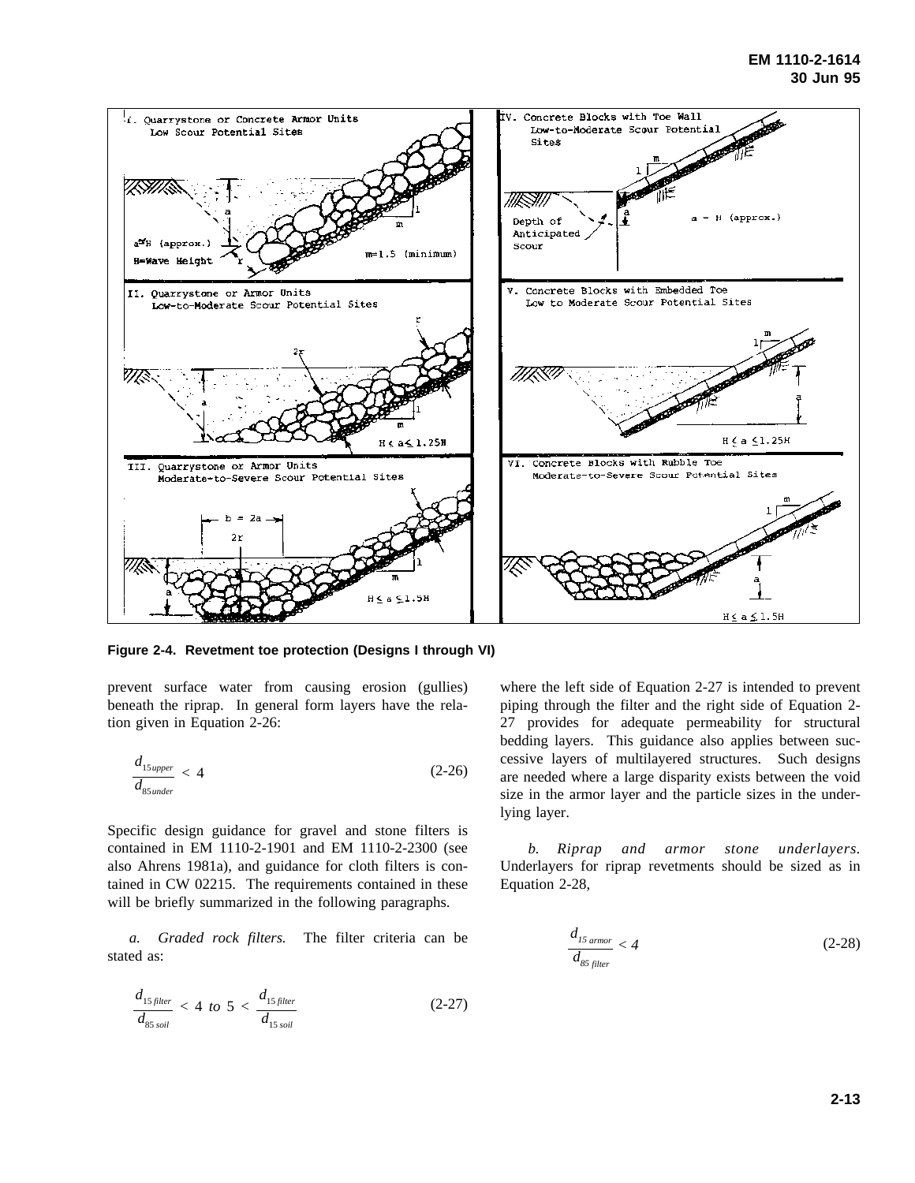Figure 2-4. Revetment toe protection (Designs I through VI)

prevent surface water from causing erosion (gullies) beneath the riprap. In general form layers have the relation given in Equation 2-26:

$$\frac{d_{15upper}}{d_{85under}} < 4 \tag{2-26}$$

Specific design guidance for gravel and stone filters is contained in EM 1110-2-1901 and EM 1110-2-2300 (see also Ahrens 1981a), and guidance for cloth filters is contained in CW 02215. The requirements contained in these will be briefly summarized in the following paragraphs.

*a. Graded rock filters.* The filter criteria can be stated as:

$$\frac{d_{15\,filter}}{d_{85\,soil}} < 4 \text{ to } 5 < \frac{d_{15\,filter}}{d_{15\,soil}} \tag{2-27}$$

where the left side of Equation 2-27 is intended to prevent piping through the filter and the right side of Equation 2-27 provides for adequate permeability for structural bedding layers. This guidance also applies between successive layers of multilayered structures. Such designs are needed where a large disparity exists between the void size in the armor layer and the particle sizes in the underlying layer.

*b. Riprap and armor stone underlayers.* Underlayers for riprap revetments should be sized as in Equation 2-28,

$$\frac{d_{15\,armor}}{d_{85\,filter}} < 4 \tag{2-28}$$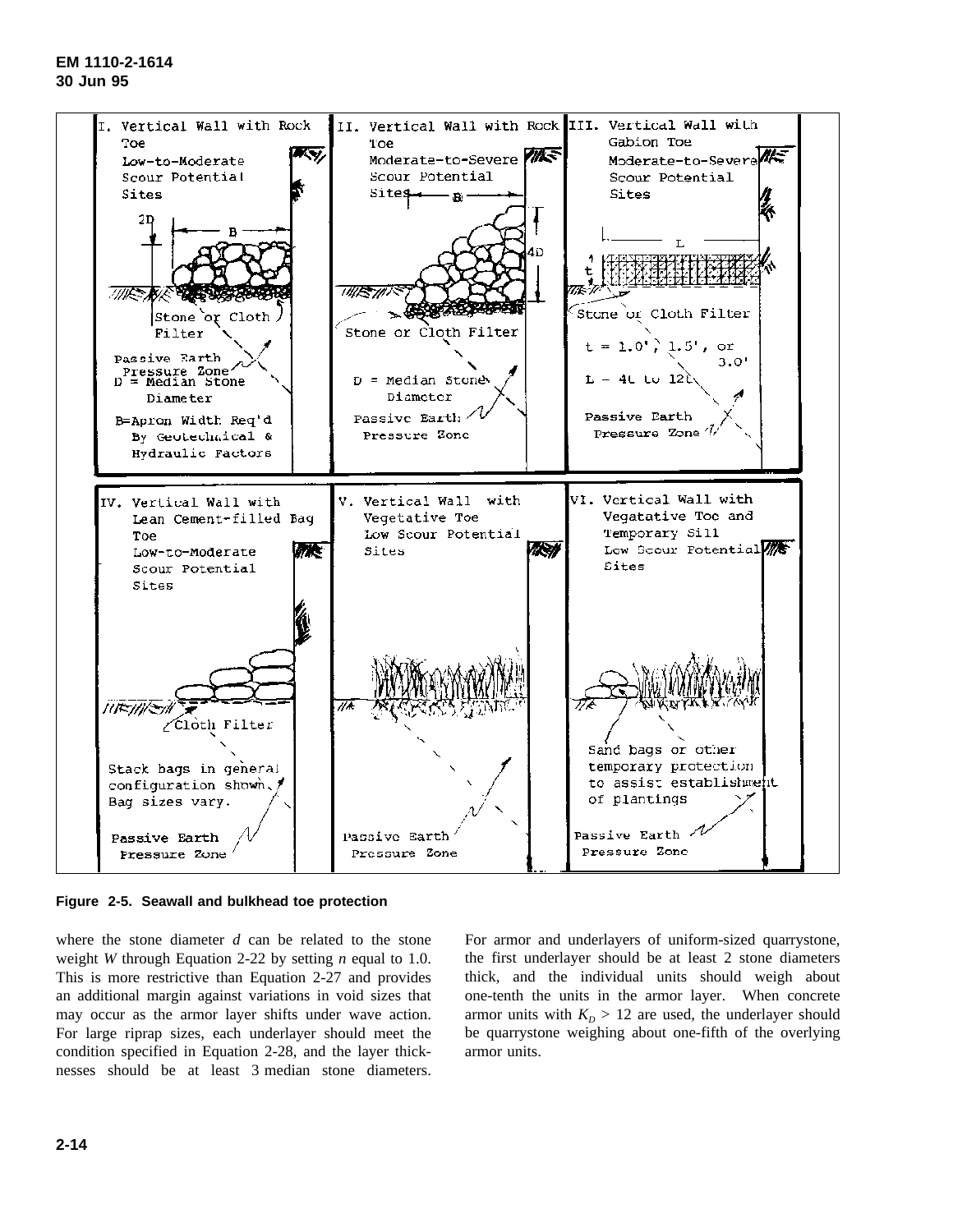Figure 2-5. Seawall and bulkhead toe protection

where the stone diameter *d* can be related to the stone weight *W* through Equation 2-22 by setting *n* equal to 1.0. This is more restrictive than Equation 2-27 and provides an additional margin against variations in void sizes that may occur as the armor layer shifts under wave action. For large riprap sizes, each underlayer should meet the condition specified in Equation 2-28, and the layer thicknesses should be at least 3 median stone diameters. For armor and underlayers of uniform-sized quarrystone, the first underlayer should be at least 2 stone diameters thick, and the individual units should weigh about one-tenth the units in the armor layer. When concrete armor units with $K_D > 12$ are used, the underlayer should be quarrystone weighing about one-fifth of the overlying armor units.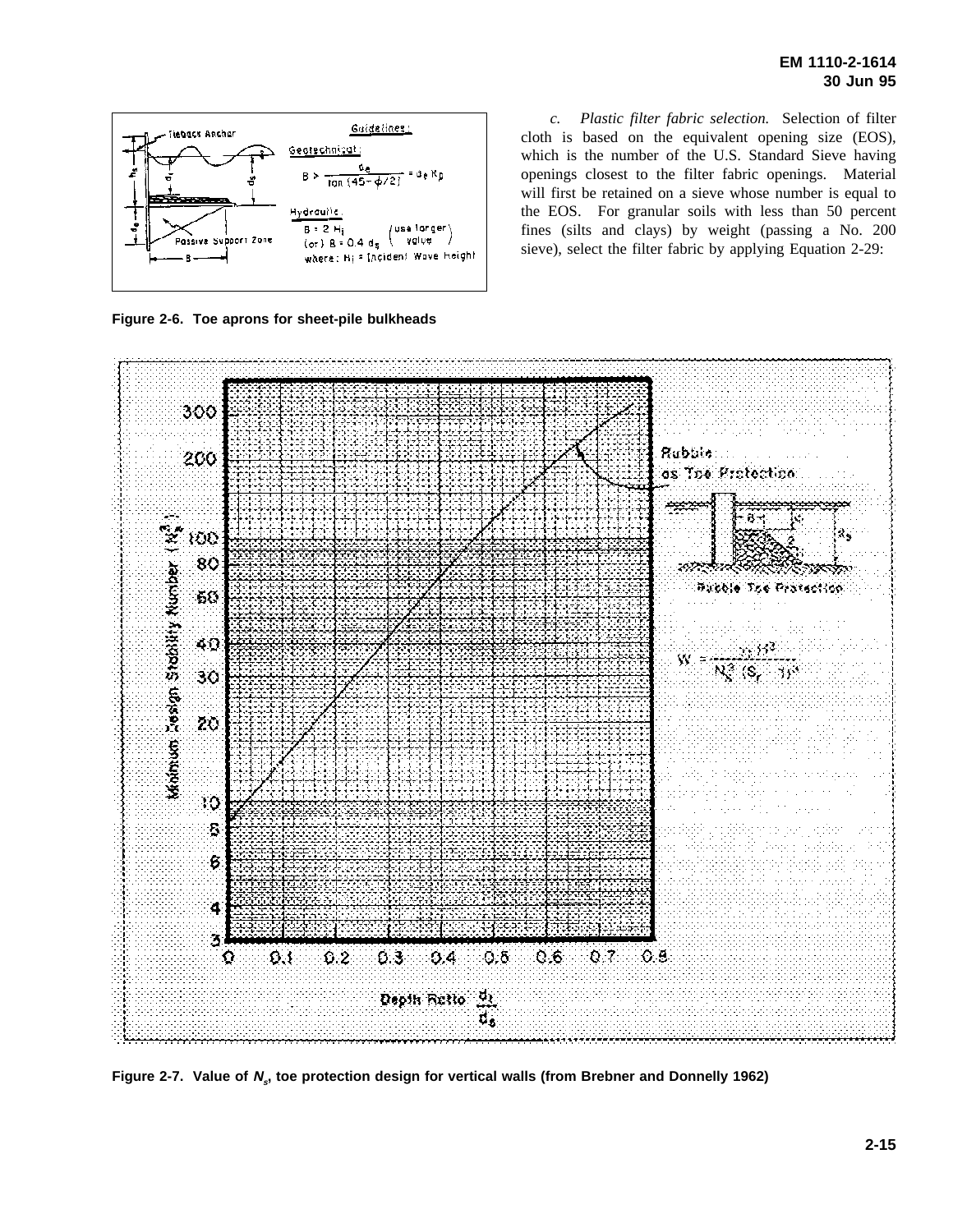*c. Plastic filter fabric selection.* Selection of filter cloth is based on the equivalent opening size (EOS), which is the number of the U.S. Standard Sieve having openings closest to the filter fabric openings. Material will first be retained on a sieve whose number is equal to the EOS. For granular soils with less than 50 percent fines (silts and clays) by weight (passing a No. 200 sieve), select the filter fabric by applying Equation 2-29:

Guidelines:

Geotechnical:

$$B > \frac{d_e}{\tan(45 - \phi/2)} = d_e K_p$$

Hydraulic:

$B = 2 H_i$ (or) $B = 0.4\, d_s$ (use larger value)

where: $H_i$ = Incident Wave Height

**Figure 2-6. Toe aprons for sheet-pile bulkheads**

Rubble as Toe Protection

Rubble Toe Protection

$$W = \frac{\gamma_r H^3}{N_s^3 (S_r - 1)^3}$$

**Figure 2-7. Value of $N_s$, toe protection design for vertical walls (from Brebner and Donnelly 1962)**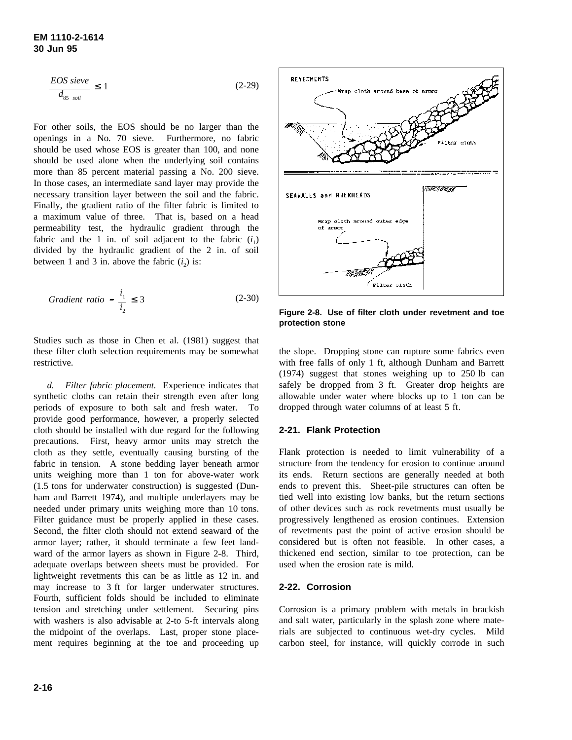$$\frac{EOS\ sieve}{d_{85\ soil}} \leq 1 \qquad (2\text{-}29)$$

For other soils, the EOS should be no larger than the openings in a No. 70 sieve. Furthermore, no fabric should be used whose EOS is greater than 100, and none should be used alone when the underlying soil contains more than 85 percent material passing a No. 200 sieve. In those cases, an intermediate sand layer may provide the necessary transition layer between the soil and the fabric. Finally, the gradient ratio of the filter fabric is limited to a maximum value of three. That is, based on a head permeability test, the hydraulic gradient through the fabric and the 1 in. of soil adjacent to the fabric ($i_1$) divided by the hydraulic gradient of the 2 in. of soil between 1 and 3 in. above the fabric ($i_2$) is:

$$Gradient\ ratio = \frac{i_1}{i_2} \leq 3 \qquad (2\text{-}30)$$

Studies such as those in Chen et al. (1981) suggest that these filter cloth selection requirements may be somewhat restrictive.

*d. Filter fabric placement.* Experience indicates that synthetic cloths can retain their strength even after long periods of exposure to both salt and fresh water. To provide good performance, however, a properly selected cloth should be installed with due regard for the following precautions. First, heavy armor units may stretch the cloth as they settle, eventually causing bursting of the fabric in tension. A stone bedding layer beneath armor units weighing more than 1 ton for above-water work (1.5 tons for underwater construction) is suggested (Dunham and Barrett 1974), and multiple underlayers may be needed under primary units weighing more than 10 tons. Filter guidance must be properly applied in these cases. Second, the filter cloth should not extend seaward of the armor layer; rather, it should terminate a few feet landward of the armor layers as shown in Figure 2-8. Third, adequate overlaps between sheets must be provided. For lightweight revetments this can be as little as 12 in. and may increase to 3 ft for larger underwater structures. Fourth, sufficient folds should be included to eliminate tension and stretching under settlement. Securing pins with washers is also advisable at 2-to 5-ft intervals along the midpoint of the overlaps. Last, proper stone placement requires beginning at the toe and proceeding up the slope. Dropping stone can rupture some fabrics even with free falls of only 1 ft, although Dunham and Barrett (1974) suggest that stones weighing up to 250 lb can safely be dropped from 3 ft. Greater drop heights are allowable under water where blocks up to 1 ton can be dropped through water columns of at least 5 ft.

**Figure 2-8. Use of filter cloth under revetment and toe protection stone**

## 2-21. Flank Protection

Flank protection is needed to limit vulnerability of a structure from the tendency for erosion to continue around its ends. Return sections are generally needed at both ends to prevent this. Sheet-pile structures can often be tied well into existing low banks, but the return sections of other devices such as rock revetments must usually be progressively lengthened as erosion continues. Extension of revetments past the point of active erosion should be considered but is often not feasible. In other cases, a thickened end section, similar to toe protection, can be used when the erosion rate is mild.

## 2-22. Corrosion

Corrosion is a primary problem with metals in brackish and salt water, particularly in the splash zone where materials are subjected to continuous wet-dry cycles. Mild carbon steel, for instance, will quickly corrode in such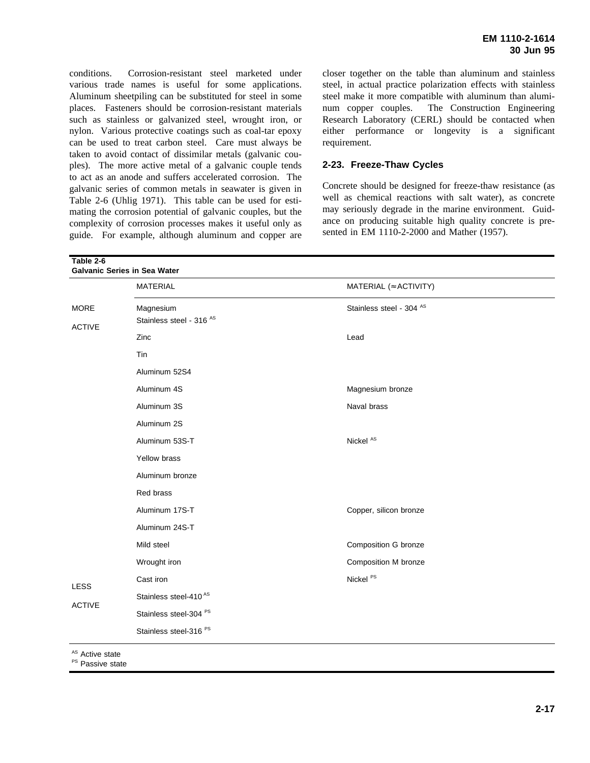conditions. Corrosion-resistant steel marketed under various trade names is useful for some applications. Aluminum sheetpiling can be substituted for steel in some places. Fasteners should be corrosion-resistant materials such as stainless or galvanized steel, wrought iron, or nylon. Various protective coatings such as coal-tar epoxy can be used to treat carbon steel. Care must always be taken to avoid contact of dissimilar metals (galvanic couples). The more active metal of a galvanic couple tends to act as an anode and suffers accelerated corrosion. The galvanic series of common metals in seawater is given in Table 2-6 (Uhlig 1971). This table can be used for estimating the corrosion potential of galvanic couples, but the complexity of corrosion processes makes it useful only as guide. For example, although aluminum and copper are closer together on the table than aluminum and stainless steel, in actual practice polarization effects with stainless steel make it more compatible with aluminum than aluminum copper couples. The Construction Engineering Research Laboratory (CERL) should be contacted when either performance or longevity is a significant requirement.

## 2-23. Freeze-Thaw Cycles

Concrete should be designed for freeze-thaw resistance (as well as chemical reactions with salt water), as concrete may seriously degrade in the marine environment. Guidance on producing suitable high quality concrete is presented in EM 1110-2-2000 and Mather (1957).

**Table 2-6**
**Galvanic Series in Sea Water**

| | MATERIAL | MATERIAL (≈ ACTIVITY) |
|---|---|---|
| MORE ACTIVE | Magnesium | Stainless steel - 304 [AS] |
| | Stainless steel - 316 [AS] | |
| | Zinc | Lead |
| | Tin | |
| | Aluminum 52S4 | |
| | Aluminum 4S | Magnesium bronze |
| | Aluminum 3S | Naval brass |
| | Aluminum 2S | |
| | Aluminum 53S-T | Nickel [AS] |
| | Yellow brass | |
| | Aluminum bronze | |
| | Red brass | |
| | Aluminum 17S-T | Copper, silicon bronze |
| | Aluminum 24S-T | |
| | Mild steel | Composition G bronze |
| | Wrought iron | Composition M bronze |
| | Cast iron | Nickel [PS] |
| LESS ACTIVE | Stainless steel-410 [AS] | |
| | Stainless steel-304 [PS] | |
| | Stainless steel-316 [PS] | |

[AS] Active state
[PS] Passive state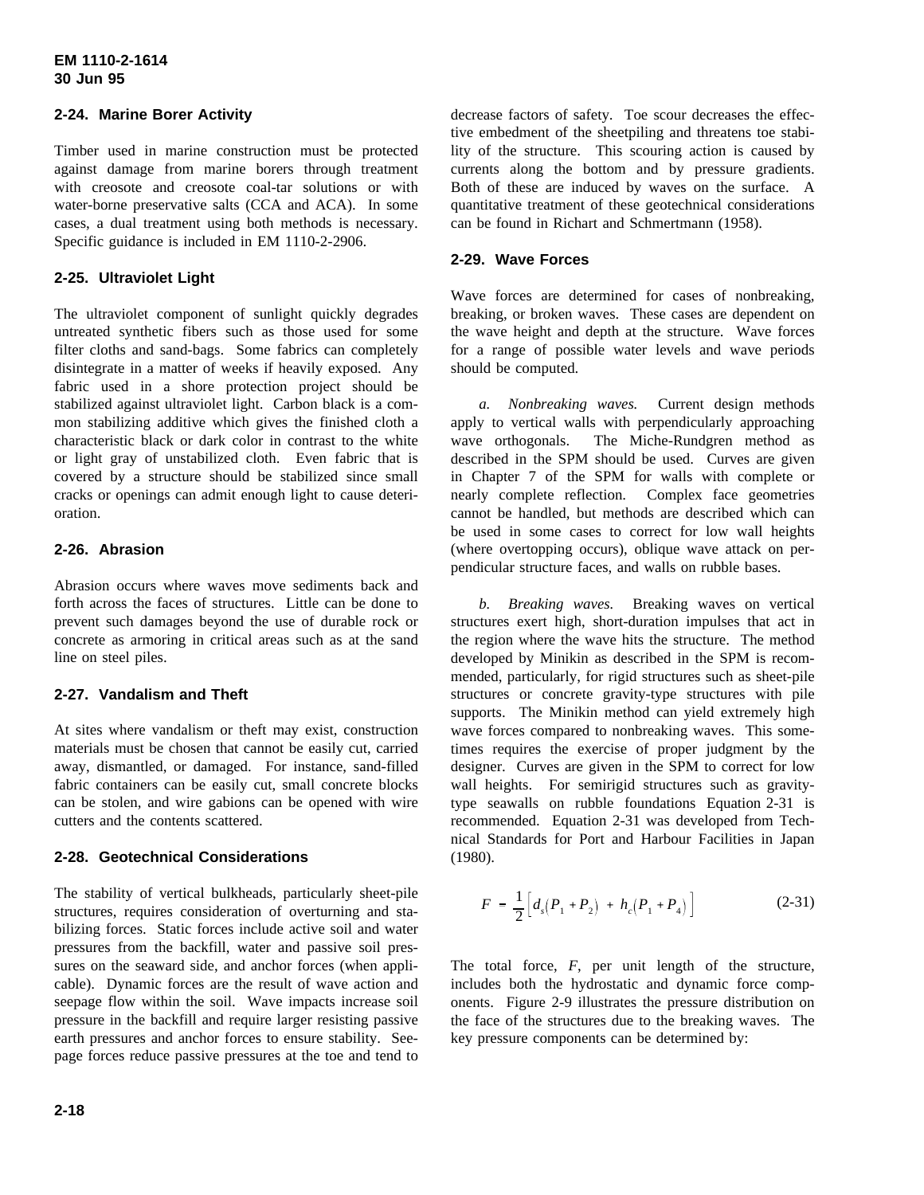## 2-24. Marine Borer Activity

Timber used in marine construction must be protected against damage from marine borers through treatment with creosote and creosote coal-tar solutions or with water-borne preservative salts (CCA and ACA). In some cases, a dual treatment using both methods is necessary. Specific guidance is included in EM 1110-2-2906.

## 2-25. Ultraviolet Light

The ultraviolet component of sunlight quickly degrades untreated synthetic fibers such as those used for some filter cloths and sand-bags. Some fabrics can completely disintegrate in a matter of weeks if heavily exposed. Any fabric used in a shore protection project should be stabilized against ultraviolet light. Carbon black is a common stabilizing additive which gives the finished cloth a characteristic black or dark color in contrast to the white or light gray of unstabilized cloth. Even fabric that is covered by a structure should be stabilized since small cracks or openings can admit enough light to cause deterioration.

## 2-26. Abrasion

Abrasion occurs where waves move sediments back and forth across the faces of structures. Little can be done to prevent such damages beyond the use of durable rock or concrete as armoring in critical areas such as at the sand line on steel piles.

## 2-27. Vandalism and Theft

At sites where vandalism or theft may exist, construction materials must be chosen that cannot be easily cut, carried away, dismantled, or damaged. For instance, sand-filled fabric containers can be easily cut, small concrete blocks can be stolen, and wire gabions can be opened with wire cutters and the contents scattered.

## 2-28. Geotechnical Considerations

The stability of vertical bulkheads, particularly sheet-pile structures, requires consideration of overturning and stabilizing forces. Static forces include active soil and water pressures from the backfill, water and passive soil pressures on the seaward side, and anchor forces (when applicable). Dynamic forces are the result of wave action and seepage flow within the soil. Wave impacts increase soil pressure in the backfill and require larger resisting passive earth pressures and anchor forces to ensure stability. Seepage forces reduce passive pressures at the toe and tend to decrease factors of safety. Toe scour decreases the effective embedment of the sheetpiling and threatens toe stability of the structure. This scouring action is caused by currents along the bottom and by pressure gradients. Both of these are induced by waves on the surface. A quantitative treatment of these geotechnical considerations can be found in Richart and Schmertmann (1958).

## 2-29. Wave Forces

Wave forces are determined for cases of nonbreaking, breaking, or broken waves. These cases are dependent on the wave height and depth at the structure. Wave forces for a range of possible water levels and wave periods should be computed.

*a. Nonbreaking waves.* Current design methods apply to vertical walls with perpendicularly approaching wave orthogonals. The Miche-Rundgren method as described in the SPM should be used. Curves are given in Chapter 7 of the SPM for walls with complete or nearly complete reflection. Complex face geometries cannot be handled, but methods are described which can be used in some cases to correct for low wall heights (where overtopping occurs), oblique wave attack on perpendicular structure faces, and walls on rubble bases.

*b. Breaking waves.* Breaking waves on vertical structures exert high, short-duration impulses that act in the region where the wave hits the structure. The method developed by Minikin as described in the SPM is recommended, particularly, for rigid structures such as sheet-pile structures or concrete gravity-type structures with pile supports. The Minikin method can yield extremely high wave forces compared to nonbreaking waves. This sometimes requires the exercise of proper judgment by the designer. Curves are given in the SPM to correct for low wall heights. For semirigid structures such as gravity-type seawalls on rubble foundations Equation 2-31 is recommended. Equation 2-31 was developed from Technical Standards for Port and Harbour Facilities in Japan (1980).

$$F = \frac{1}{2}\left[d_s(P_1 + P_2) + h_c(P_1 + P_4)\right] \tag{2-31}$$

The total force, $F$, per unit length of the structure, includes both the hydrostatic and dynamic force components. Figure 2-9 illustrates the pressure distribution on the face of the structures due to the breaking waves. The key pressure components can be determined by: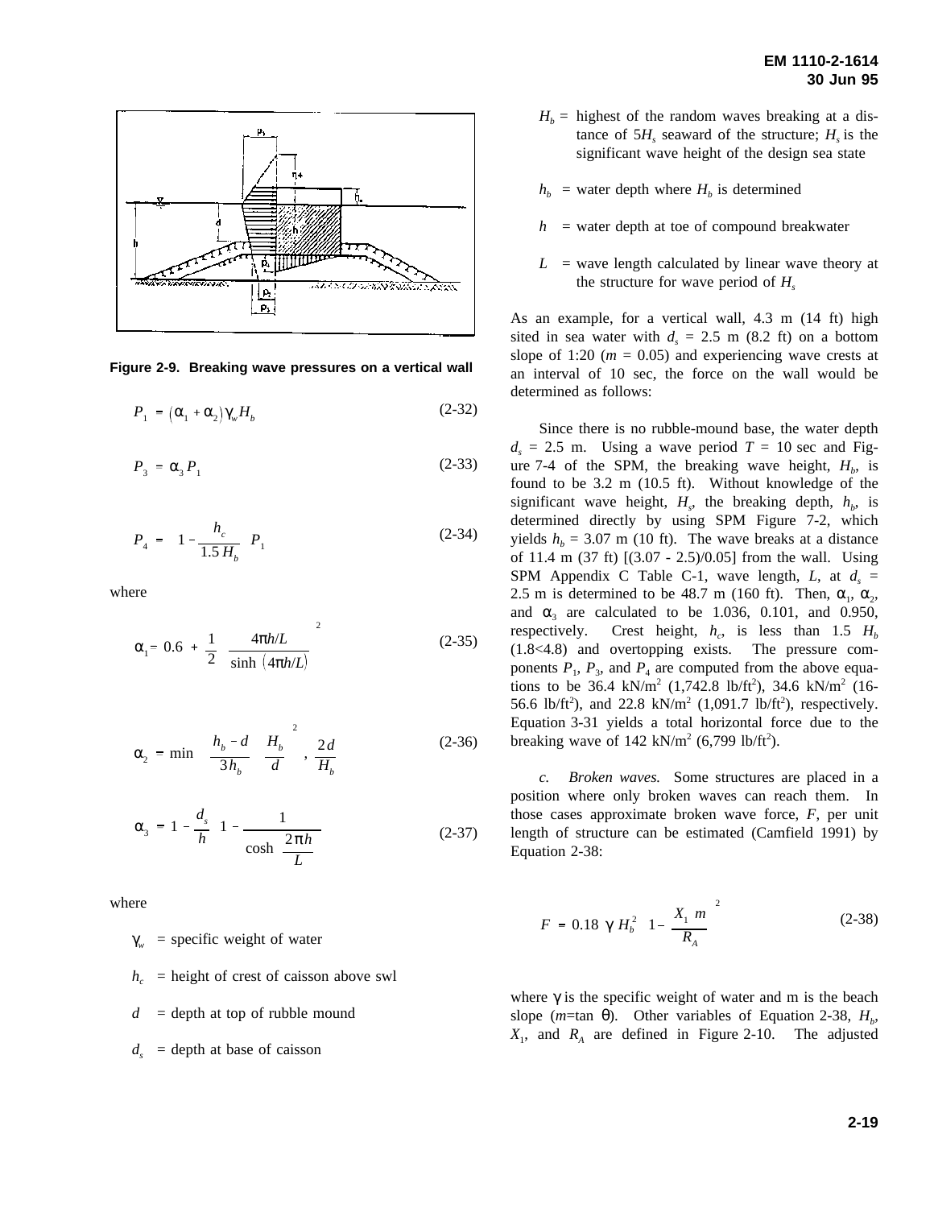Figure 2-9. Breaking wave pressures on a vertical wall

$$P_1 = (\alpha_1 + \alpha_2)\gamma_w H_b \tag{2-32}$$

$$P_3 = \alpha_3 P_1 \tag{2-33}$$

$$P_4 = \left(1 - \frac{h_c}{1.5 H_b}\right) P_1 \tag{2-34}$$

where

$$\alpha_1 = 0.6 + \frac{1}{2}\left(\frac{4\pi h/L}{\sinh(4\pi h/L)}\right)^2 \tag{2-35}$$

$$\alpha_2 = \min\left\{\left(\frac{h_b - d}{3h_b}\right)\left(\frac{H_b}{d}\right)^2, \frac{2d}{H_b}\right\} \tag{2-36}$$

$$\alpha_3 = 1 - \frac{d_s}{h}\left(1 - \frac{1}{\cosh\left(\frac{2\pi h}{L}\right)}\right) \tag{2-37}$$

where

$\gamma_w$ = specific weight of water

$h_c$ = height of crest of caisson above swl

$d$ = depth at top of rubble mound

$d_s$ = depth at base of caisson

$H_b$ = highest of the random waves breaking at a distance of $5H_s$ seaward of the structure; $H_s$ is the significant wave height of the design sea state

$h_b$ = water depth where $H_b$ is determined

$h$ = water depth at toe of compound breakwater

$L$ = wave length calculated by linear wave theory at the structure for wave period of $H_s$

As an example, for a vertical wall, 4.3 m (14 ft) high sited in sea water with $d_s$ = 2.5 m (8.2 ft) on a bottom slope of 1:20 ($m$ = 0.05) and experiencing wave crests at an interval of 10 sec, the force on the wall would be determined as follows:

Since there is no rubble-mound base, the water depth $d_s$ = 2.5 m. Using a wave period $T$ = 10 sec and Figure 7-4 of the SPM, the breaking wave height, $H_b$, is found to be 3.2 m (10.5 ft). Without knowledge of the significant wave height, $H_s$, the breaking depth, $h_b$, is determined directly by using SPM Figure 7-2, which yields $h_b$ = 3.07 m (10 ft). The wave breaks at a distance of 11.4 m (37 ft) [(3.07 - 2.5)/0.05] from the wall. Using SPM Appendix C Table C-1, wave length, $L$, at $d_s$ = 2.5 m is determined to be 48.7 m (160 ft). Then, $\alpha_1$, $\alpha_2$, and $\alpha_3$ are calculated to be 1.036, 0.101, and 0.950, respectively. Crest height, $h_c$, is less than 1.5 $H_b$ (1.8<4.8) and overtopping exists. The pressure components $P_1$, $P_3$, and $P_4$ are computed from the above equations to be 36.4 kN/m$^2$ (1,742.8 lb/ft$^2$), 34.6 kN/m$^2$ (1656.6 lb/ft$^2$), and 22.8 kN/m$^2$ (1,091.7 lb/ft$^2$), respectively. Equation 3-31 yields a total horizontal force due to the breaking wave of 142 kN/m$^2$ (6,799 lb/ft$^2$).

*c. Broken waves.* Some structures are placed in a position where only broken waves can reach them. In those cases approximate broken wave force, $F$, per unit length of structure can be estimated (Camfield 1991) by Equation 2-38:

$$F = 0.18\ \gamma\ H_b^2\left(1 - \frac{X_1\ m}{R_A}\right)^2 \tag{2-38}$$

where $\gamma$ is the specific weight of water and m is the beach slope ($m$=tan $\theta$). Other variables of Equation 2-38, $H_b$, $X_1$, and $R_A$ are defined in Figure 2-10. The adjusted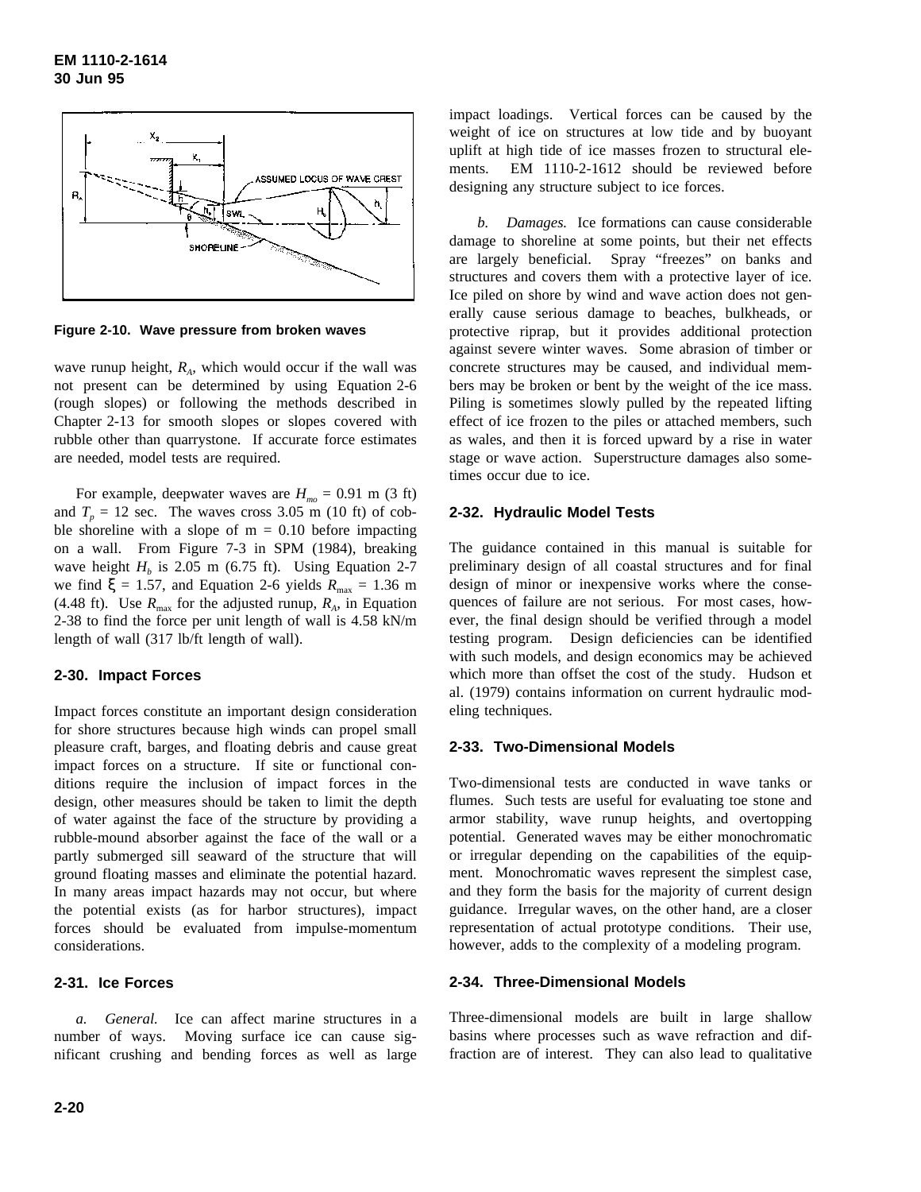Figure 2-10. Wave pressure from broken waves

wave runup height, $R_A$, which would occur if the wall was not present can be determined by using Equation 2-6 (rough slopes) or following the methods described in Chapter 2-13 for smooth slopes or slopes covered with rubble other than quarrystone. If accurate force estimates are needed, model tests are required.

For example, deepwater waves are $H_{mo}$ = 0.91 m (3 ft) and $T_p$ = 12 sec. The waves cross 3.05 m (10 ft) of cobble shoreline with a slope of m = 0.10 before impacting on a wall. From Figure 7-3 in SPM (1984), breaking wave height $H_b$ is 2.05 m (6.75 ft). Using Equation 2-7 we find $\xi$ = 1.57, and Equation 2-6 yields $R_{max}$ = 1.36 m (4.48 ft). Use $R_{max}$ for the adjusted runup, $R_A$, in Equation 2-38 to find the force per unit length of wall is 4.58 kN/m length of wall (317 lb/ft length of wall).

## 2-30. Impact Forces

Impact forces constitute an important design consideration for shore structures because high winds can propel small pleasure craft, barges, and floating debris and cause great impact forces on a structure. If site or functional conditions require the inclusion of impact forces in the design, other measures should be taken to limit the depth of water against the face of the structure by providing a rubble-mound absorber against the face of the wall or a partly submerged sill seaward of the structure that will ground floating masses and eliminate the potential hazard. In many areas impact hazards may not occur, but where the potential exists (as for harbor structures), impact forces should be evaluated from impulse-momentum considerations.

## 2-31. Ice Forces

*a. General.* Ice can affect marine structures in a number of ways. Moving surface ice can cause significant crushing and bending forces as well as large impact loadings. Vertical forces can be caused by the weight of ice on structures at low tide and by buoyant uplift at high tide of ice masses frozen to structural elements. EM 1110-2-1612 should be reviewed before designing any structure subject to ice forces.

*b. Damages.* Ice formations can cause considerable damage to shoreline at some points, but their net effects are largely beneficial. Spray "freezes" on banks and structures and covers them with a protective layer of ice. Ice piled on shore by wind and wave action does not generally cause serious damage to beaches, bulkheads, or protective riprap, but it provides additional protection against severe winter waves. Some abrasion of timber or concrete structures may be caused, and individual members may be broken or bent by the weight of the ice mass. Piling is sometimes slowly pulled by the repeated lifting effect of ice frozen to the piles or attached members, such as wales, and then it is forced upward by a rise in water stage or wave action. Superstructure damages also sometimes occur due to ice.

## 2-32. Hydraulic Model Tests

The guidance contained in this manual is suitable for preliminary design of all coastal structures and for final design of minor or inexpensive works where the consequences of failure are not serious. For most cases, however, the final design should be verified through a model testing program. Design deficiencies can be identified with such models, and design economics may be achieved which more than offset the cost of the study. Hudson et al. (1979) contains information on current hydraulic modeling techniques.

## 2-33. Two-Dimensional Models

Two-dimensional tests are conducted in wave tanks or flumes. Such tests are useful for evaluating toe stone and armor stability, wave runup heights, and overtopping potential. Generated waves may be either monochromatic or irregular depending on the capabilities of the equipment. Monochromatic waves represent the simplest case, and they form the basis for the majority of current design guidance. Irregular waves, on the other hand, are a closer representation of actual prototype conditions. Their use, however, adds to the complexity of a modeling program.

## 2-34. Three-Dimensional Models

Three-dimensional models are built in large shallow basins where processes such as wave refraction and diffraction are of interest. They can also lead to qualitative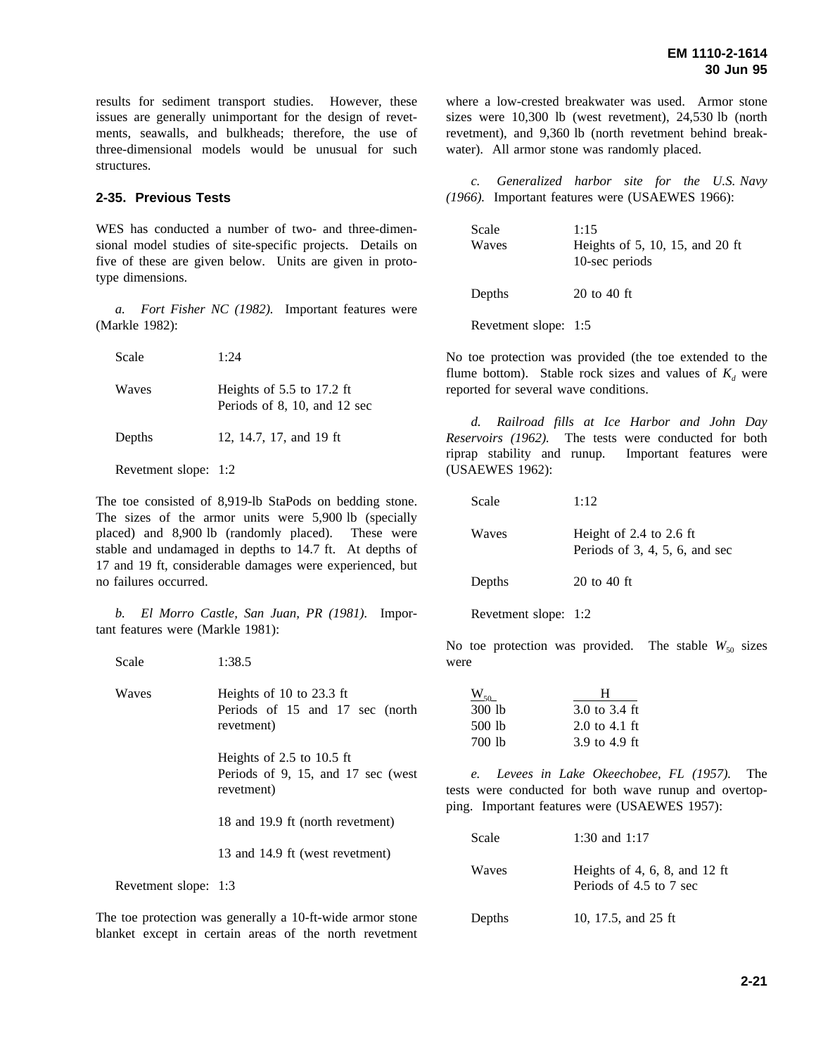results for sediment transport studies. However, these issues are generally unimportant for the design of revetments, seawalls, and bulkheads; therefore, the use of three-dimensional models would be unusual for such structures.

### 2-35. Previous Tests

WES has conducted a number of two- and three-dimensional model studies of site-specific projects. Details on five of these are given below. Units are given in prototype dimensions.

*a. Fort Fisher NC (1982).* Important features were (Markle 1982):

| | |
|---|---|
| Scale | 1:24 |
| Waves | Heights of 5.5 to 17.2 ft<br>Periods of 8, 10, and 12 sec |
| Depths | 12, 14.7, 17, and 19 ft |
| Revetment slope: | 1:2 |

The toe consisted of 8,919-lb StaPods on bedding stone. The sizes of the armor units were 5,900 lb (specially placed) and 8,900 lb (randomly placed). These were stable and undamaged in depths to 14.7 ft. At depths of 17 and 19 ft, considerable damages were experienced, but no failures occurred.

*b. El Morro Castle, San Juan, PR (1981).* Important features were (Markle 1981):

| | |
|---|---|
| Scale | 1:38.5 |
| Waves | Heights of 10 to 23.3 ft<br>Periods of 15 and 17 sec (north revetment) |
| | Heights of 2.5 to 10.5 ft<br>Periods of 9, 15, and 17 sec (west revetment) |
| | 18 and 19.9 ft (north revetment) |
| | 13 and 14.9 ft (west revetment) |
| Revetment slope: | 1:3 |

The toe protection was generally a 10-ft-wide armor stone blanket except in certain areas of the north revetment where a low-crested breakwater was used. Armor stone sizes were 10,300 lb (west revetment), 24,530 lb (north revetment), and 9,360 lb (north revetment behind breakwater). All armor stone was randomly placed.

*c. Generalized harbor site for the U.S. Navy (1966).* Important features were (USAEWES 1966):

| | |
|---|---|
| Scale | 1:15 |
| Waves | Heights of 5, 10, 15, and 20 ft<br>10-sec periods |
| Depths | 20 to 40 ft |
| Revetment slope: | 1:5 |

No toe protection was provided (the toe extended to the flume bottom). Stable rock sizes and values of $K_d$ were reported for several wave conditions.

*d. Railroad fills at Ice Harbor and John Day Reservoirs (1962).* The tests were conducted for both riprap stability and runup. Important features were (USAEWES 1962):

| | |
|---|---|
| Scale | 1:12 |
| Waves | Height of 2.4 to 2.6 ft<br>Periods of 3, 4, 5, 6, and sec |
| Depths | 20 to 40 ft |
| Revetment slope: | 1:2 |

No toe protection was provided. The stable $W_{50}$ sizes were

| $W_{50}$ | H |
|---|---|
| 300 lb | 3.0 to 3.4 ft |
| 500 lb | 2.0 to 4.1 ft |
| 700 lb | 3.9 to 4.9 ft |

*e. Levees in Lake Okeechobee, FL (1957).* The tests were conducted for both wave runup and overtopping. Important features were (USAEWES 1957):

| | |
|---|---|
| Scale | 1:30 and 1:17 |
| Waves | Heights of 4, 6, 8, and 12 ft<br>Periods of 4.5 to 7 sec |
| Depths | 10, 17.5, and 25 ft |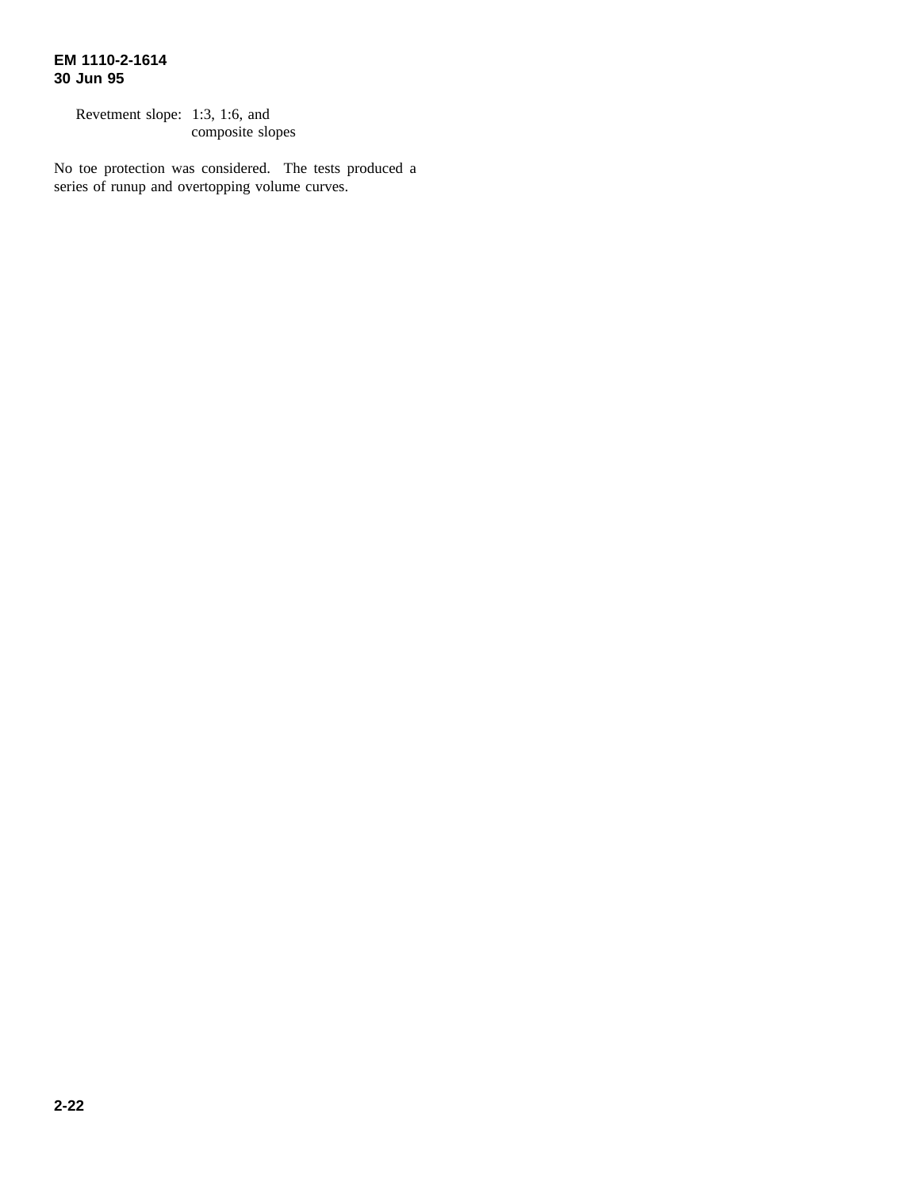Revetment slope: 1:3, 1:6, and composite slopes

No toe protection was considered. The tests produced a series of runup and overtopping volume curves.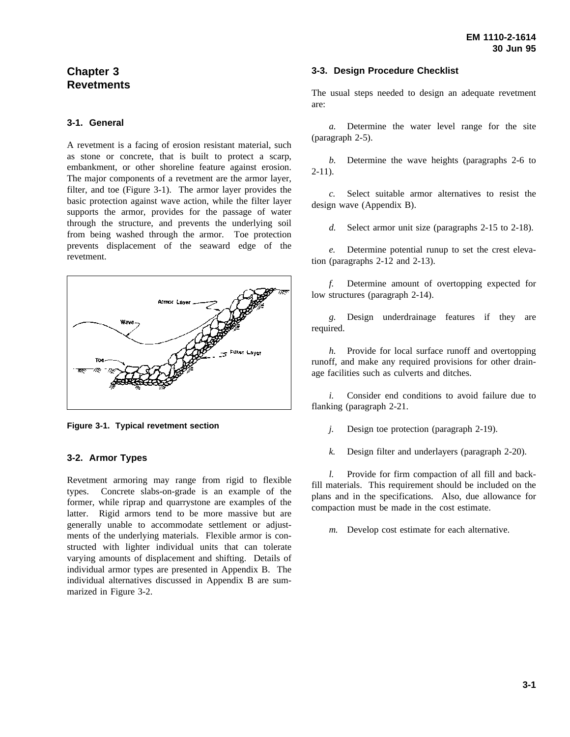# Chapter 3 Revetments

## 3-1. General

A revetment is a facing of erosion resistant material, such as stone or concrete, that is built to protect a scarp, embankment, or other shoreline feature against erosion. The major components of a revetment are the armor layer, filter, and toe (Figure 3-1). The armor layer provides the basic protection against wave action, while the filter layer supports the armor, provides for the passage of water through the structure, and prevents the underlying soil from being washed through the armor. Toe protection prevents displacement of the seaward edge of the revetment.

Figure 3-1. Typical revetment section

## 3-2. Armor Types

Revetment armoring may range from rigid to flexible types. Concrete slabs-on-grade is an example of the former, while riprap and quarrystone are examples of the latter. Rigid armors tend to be more massive but are generally unable to accommodate settlement or adjustments of the underlying materials. Flexible armor is constructed with lighter individual units that can tolerate varying amounts of displacement and shifting. Details of individual armor types are presented in Appendix B. The individual alternatives discussed in Appendix B are summarized in Figure 3-2.

## 3-3. Design Procedure Checklist

The usual steps needed to design an adequate revetment are:

*a.* Determine the water level range for the site (paragraph 2-5).

*b.* Determine the wave heights (paragraphs 2-6 to 2-11).

*c.* Select suitable armor alternatives to resist the design wave (Appendix B).

*d.* Select armor unit size (paragraphs 2-15 to 2-18).

*e.* Determine potential runup to set the crest elevation (paragraphs 2-12 and 2-13).

*f.* Determine amount of overtopping expected for low structures (paragraph 2-14).

*g.* Design underdrainage features if they are required.

*h.* Provide for local surface runoff and overtopping runoff, and make any required provisions for other drainage facilities such as culverts and ditches.

*i.* Consider end conditions to avoid failure due to flanking (paragraph 2-21.

*j.* Design toe protection (paragraph 2-19).

*k.* Design filter and underlayers (paragraph 2-20).

*l.* Provide for firm compaction of all fill and backfill materials. This requirement should be included on the plans and in the specifications. Also, due allowance for compaction must be made in the cost estimate.

*m.* Develop cost estimate for each alternative.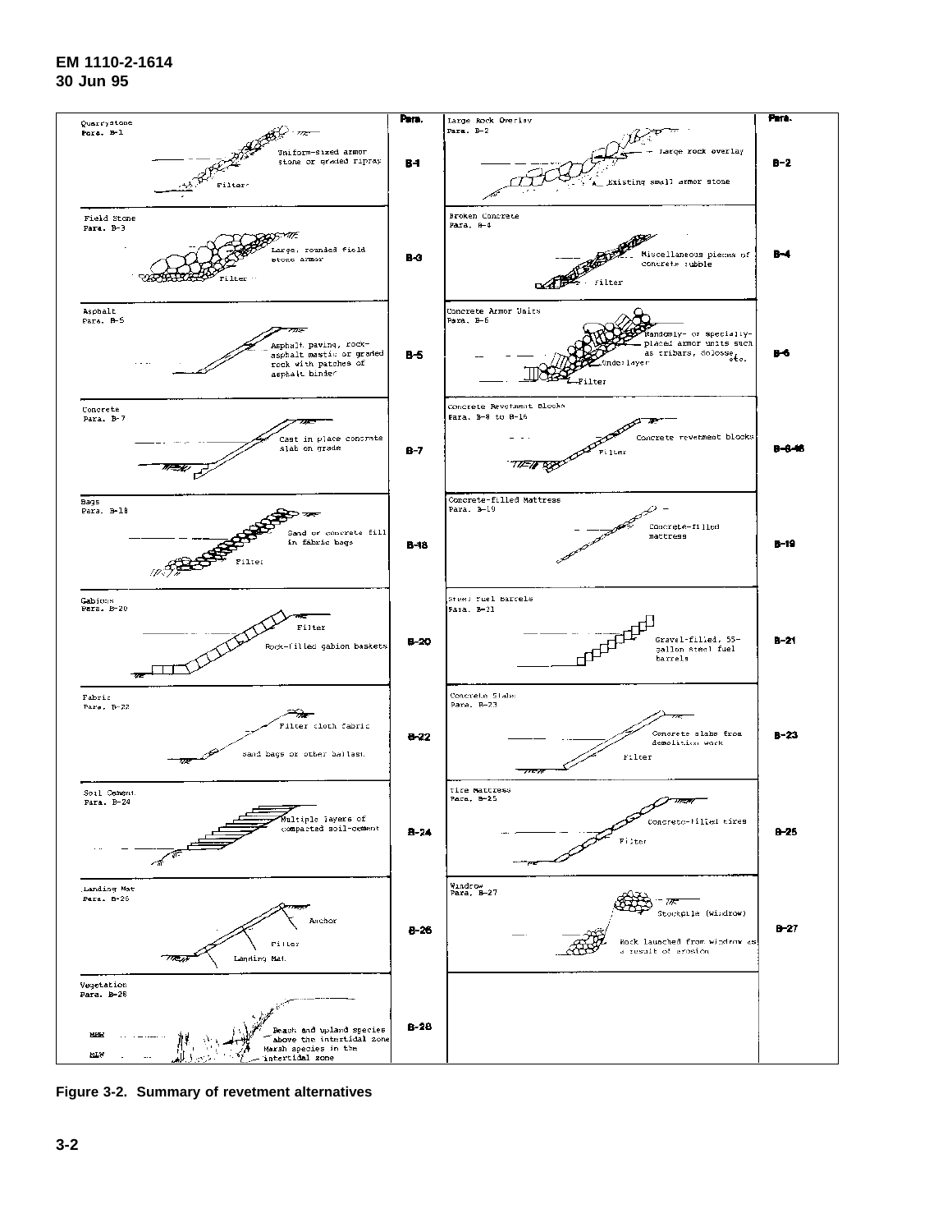| Revetment Alternative | Para. | Revetment Alternative | Para. |
|---|---|---|---|
| Quarrystone, Para. B-1: Uniform-sized armor stone or graded riprap; Filter | B-1 | Large Rock Overlay, Para. B-2: Large rock overlay; Existing small armor stone | B-2 |
| Field Stone, Para. B-3: Large, rounded field stone armor; Filter | B-3 | Broken Concrete, Para. B-4: Miscellaneous pieces of concrete rubble; Filter | B-4 |
| Asphalt, Para. B-5: Asphalt paving, rock-asphalt mastic or graded rock with patches of asphalt binder | B-5 | Concrete Armor Units, Para. B-6: Randomly- or specially-placed armor units such as tribars, dolosse, etc.; Underlayer; Filter | B-6 |
| Concrete, Para. B-7: Cast in place concrete slab on grade | B-7 | Concrete Revetment Blocks, Para. B-8 to B-16: Concrete revetment blocks; Filter | B-8-16 |
| Bags, Para. B-18: Sand or concrete fill in fabric bags; Filter | B-18 | Concrete-filled Mattress, Para. B-19: Concrete-filled mattress | B-19 |
| Gabions, Para. B-20: Filter; Rock-filled gabion baskets | B-20 | Steel fuel barrels, Para. B-21: Gravel-filled, 55-gallon steel fuel barrels | B-21 |
| Fabric, Para. B-22: Filter cloth fabric; Sand bags or other ballast | B-22 | Concrete Slabs, Para. B-23: Concrete slabs from demolition work; Filter | B-23 |
| Soil Cement, Para. B-24: Multiple layers of compacted soil-cement | B-24 | Tire Mattress, Para. B-25: Concrete-filled tires; Filter | B-25 |
| Landing Mat, Para. B-26: Anchor; Filter; Landing Mat | B-26 | Windrow, Para. B-27: Stockpile (windrow); Rock launched from windrow as a result of erosion | B-27 |
| Vegetation, Para. B-28: MHW; MLW; Beach and upland species above the intertidal zone; Marsh species in the intertidal zone | B-28 | | |

**Figure 3-2. Summary of revetment alternatives**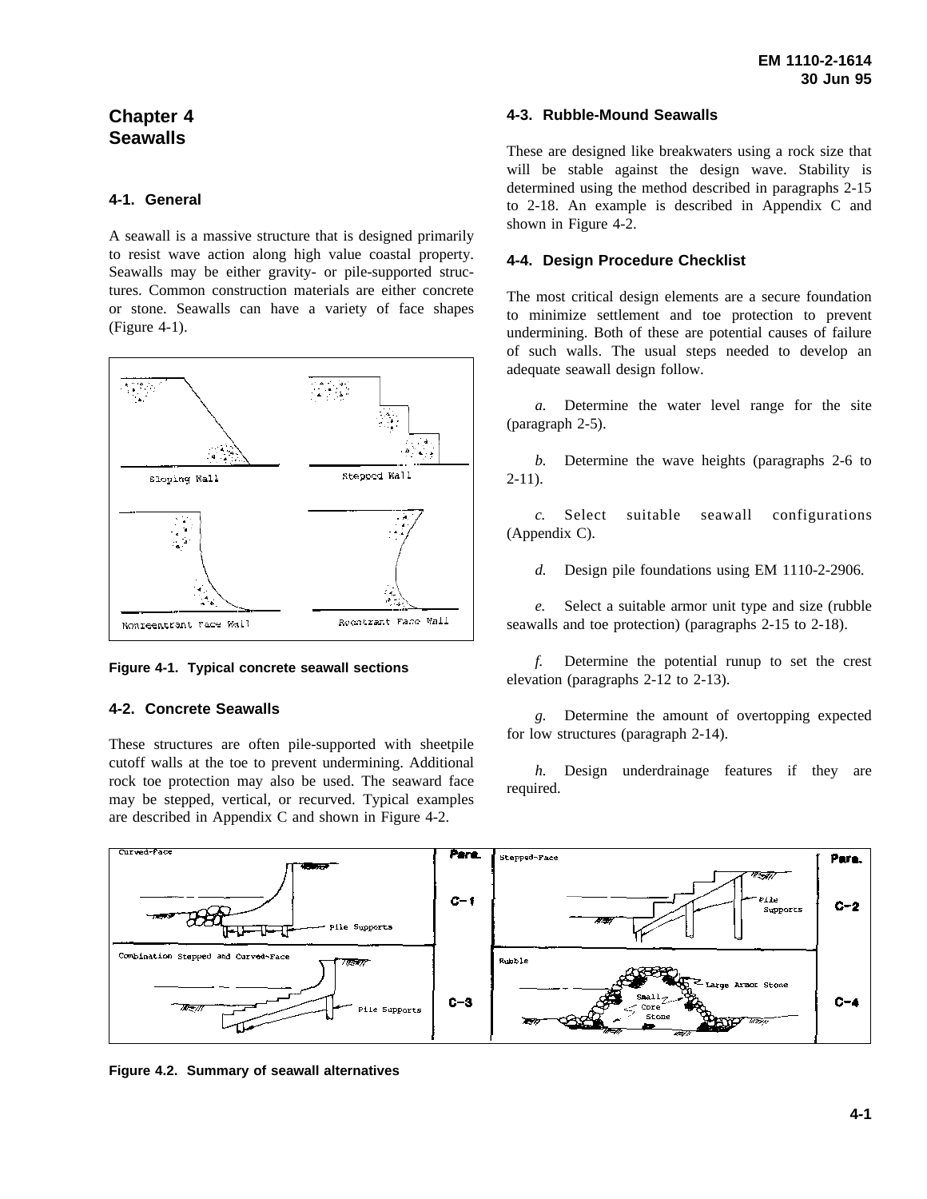# Chapter 4
# Seawalls

## 4-1. General

A seawall is a massive structure that is designed primarily to resist wave action along high value coastal property. Seawalls may be either gravity- or pile-supported structures. Common construction materials are either concrete or stone. Seawalls can have a variety of face shapes (Figure 4-1).

Figure 4-1. Typical concrete seawall sections

## 4-2. Concrete Seawalls

These structures are often pile-supported with sheetpile cutoff walls at the toe to prevent undermining. Additional rock toe protection may also be used. The seaward face may be stepped, vertical, or recurved. Typical examples are described in Appendix C and shown in Figure 4-2.

## 4-3. Rubble-Mound Seawalls

These are designed like breakwaters using a rock size that will be stable against the design wave. Stability is determined using the method described in paragraphs 2-15 to 2-18. An example is described in Appendix C and shown in Figure 4-2.

## 4-4. Design Procedure Checklist

The most critical design elements are a secure foundation to minimize settlement and toe protection to prevent undermining. Both of these are potential causes of failure of such walls. The usual steps needed to develop an adequate seawall design follow.

*a.* Determine the water level range for the site (paragraph 2-5).

*b.* Determine the wave heights (paragraphs 2-6 to 2-11).

*c.* Select suitable seawall configurations (Appendix C).

*d.* Design pile foundations using EM 1110-2-2906.

*e.* Select a suitable armor unit type and size (rubble seawalls and toe protection) (paragraphs 2-15 to 2-18).

*f.* Determine the potential runup to set the crest elevation (paragraphs 2-12 to 2-13).

*g.* Determine the amount of overtopping expected for low structures (paragraph 2-14).

*h.* Design underdrainage features if they are required.

Figure 4.2. Summary of seawall alternatives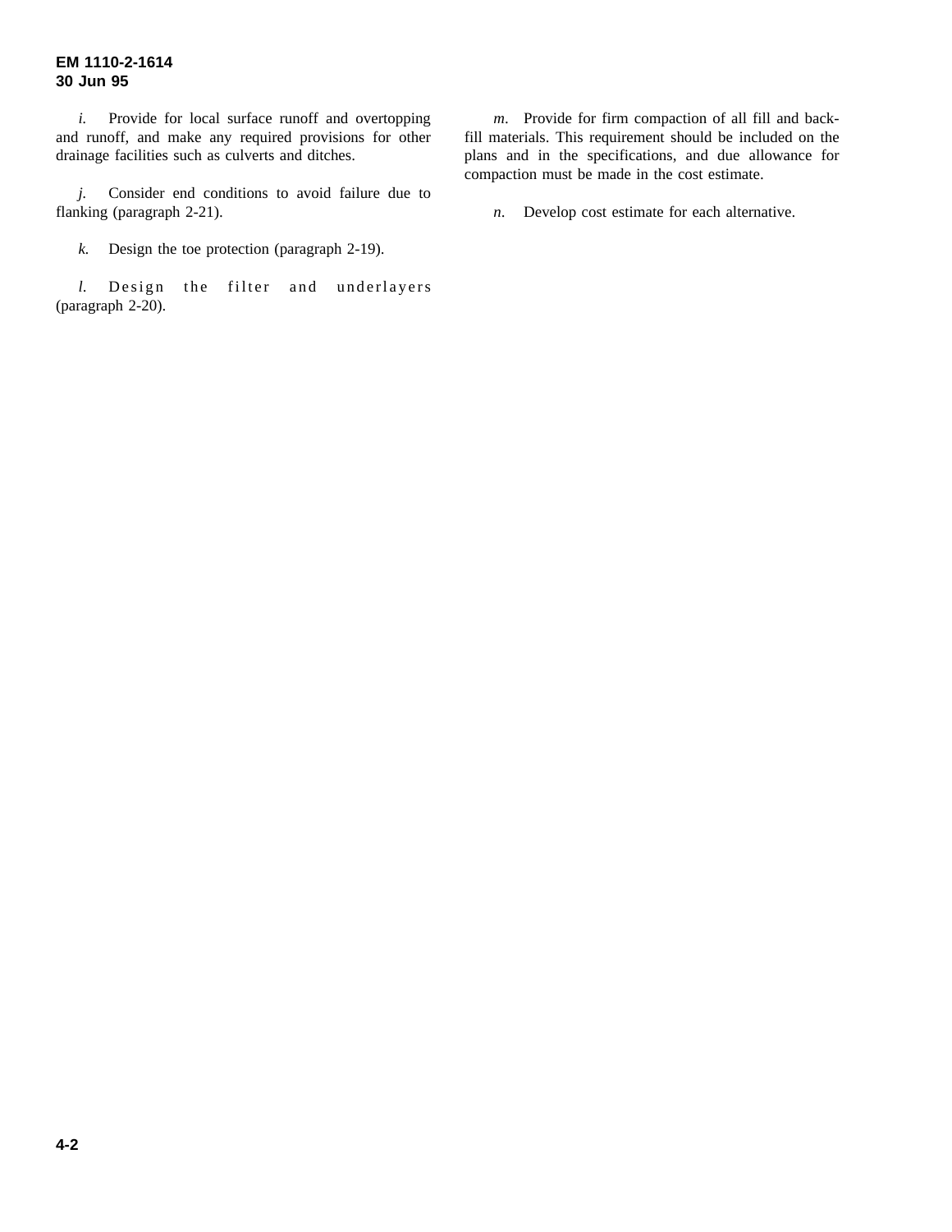*i.* Provide for local surface runoff and overtopping and runoff, and make any required provisions for other drainage facilities such as culverts and ditches.

*j.* Consider end conditions to avoid failure due to flanking (paragraph 2-21).

*k.* Design the toe protection (paragraph 2-19).

*l.* Design the filter and underlayers (paragraph 2-20).

*m.* Provide for firm compaction of all fill and backfill materials. This requirement should be included on the plans and in the specifications, and due allowance for compaction must be made in the cost estimate.

*n.* Develop cost estimate for each alternative.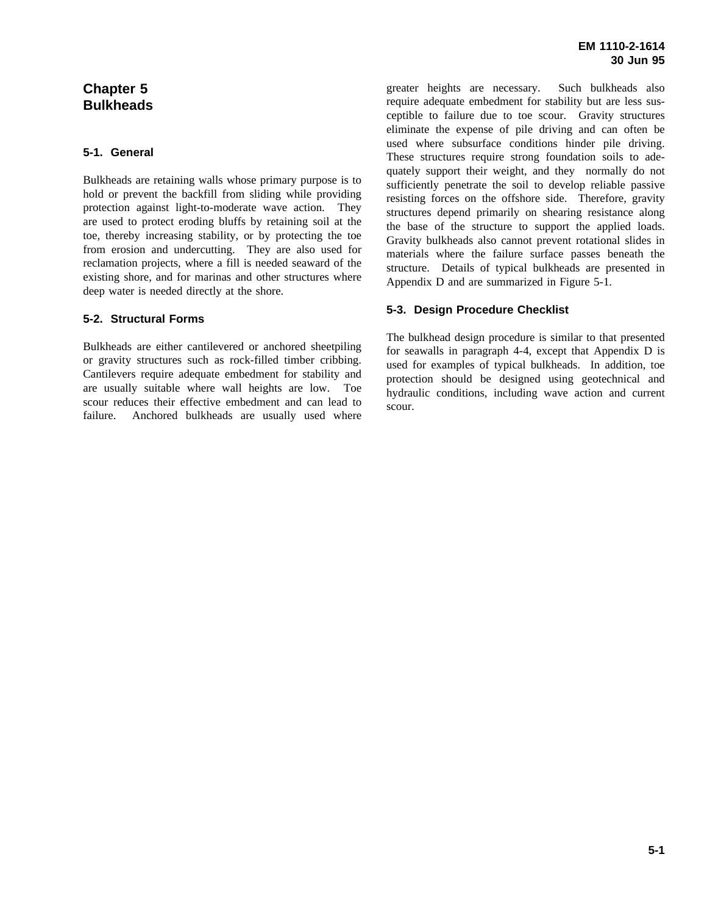# Chapter 5
# Bulkheads

## 5-1. General

Bulkheads are retaining walls whose primary purpose is to hold or prevent the backfill from sliding while providing protection against light-to-moderate wave action. They are used to protect eroding bluffs by retaining soil at the toe, thereby increasing stability, or by protecting the toe from erosion and undercutting. They are also used for reclamation projects, where a fill is needed seaward of the existing shore, and for marinas and other structures where deep water is needed directly at the shore.

## 5-2. Structural Forms

Bulkheads are either cantilevered or anchored sheetpiling or gravity structures such as rock-filled timber cribbing. Cantilevers require adequate embedment for stability and are usually suitable where wall heights are low. Toe scour reduces their effective embedment and can lead to failure. Anchored bulkheads are usually used where greater heights are necessary. Such bulkheads also require adequate embedment for stability but are less susceptible to failure due to toe scour. Gravity structures eliminate the expense of pile driving and can often be used where subsurface conditions hinder pile driving. These structures require strong foundation soils to adequately support their weight, and they normally do not sufficiently penetrate the soil to develop reliable passive resisting forces on the offshore side. Therefore, gravity structures depend primarily on shearing resistance along the base of the structure to support the applied loads. Gravity bulkheads also cannot prevent rotational slides in materials where the failure surface passes beneath the structure. Details of typical bulkheads are presented in Appendix D and are summarized in Figure 5-1.

## 5-3. Design Procedure Checklist

The bulkhead design procedure is similar to that presented for seawalls in paragraph 4-4, except that Appendix D is used for examples of typical bulkheads. In addition, toe protection should be designed using geotechnical and hydraulic conditions, including wave action and current scour.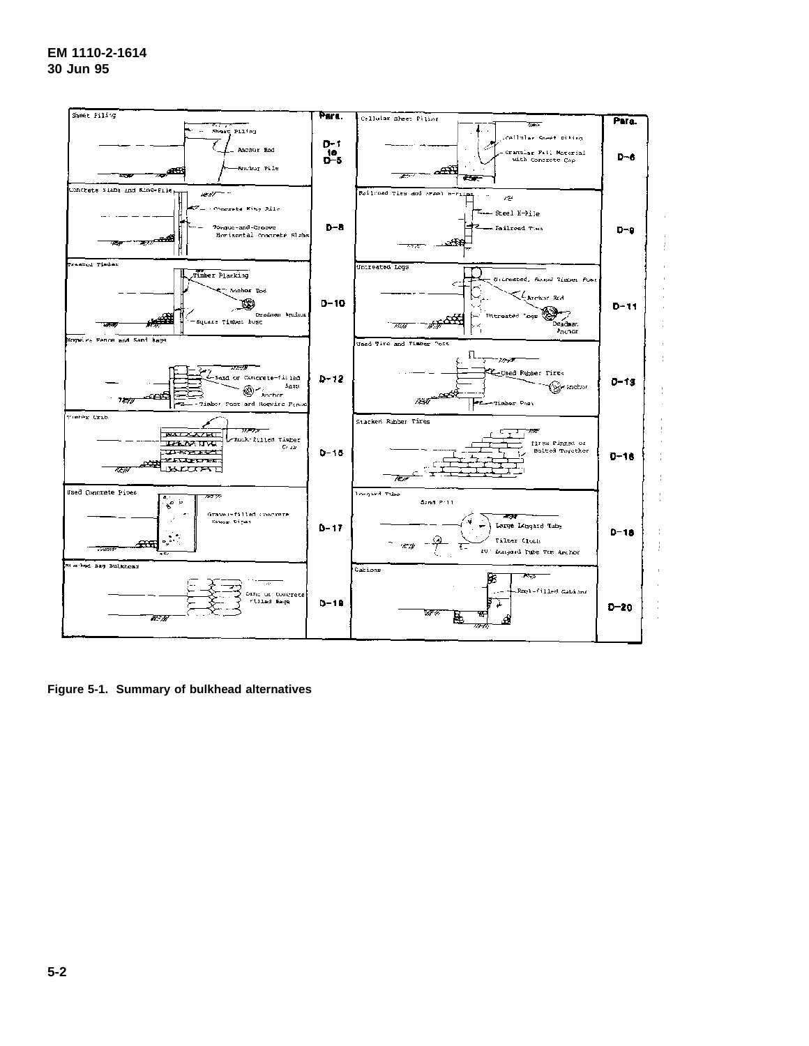| Sheet Piling | Para. | Cellular Sheet Piling | Para. |
|---|---|---|---|
| Sheet Piling; Anchor Rod; Anchor Pile | D-1 to D-5 | Cellular Sheet Piling; Granular Fill Material with Concrete Cap | D-6 |
| Concrete Slabs and King-Pile: Concrete King Pile; Tongue-and-Groove Horizontal Concrete Slabs | D-8 | Railroad Ties and Steel H-Piles: Steel H-Pile; Railroad Ties | D-9 |
| Treated Timber: Timber Planking; Anchor Rod; Deadman Anchor; Square Timber Post | D-10 | Untreated Logs: Untreated, Round Timber Post; Anchor Rod; Untreated Logs; Deadman Anchor | D-11 |
| Hogwire Fence and Sand Bags: Sand or Concrete-filled Bags; Anchor; Timber Post and Hogwire Fence | D-12 | Used Tire and Timber Post: Used Rubber Tires; Anchor; Timber Post | D-13 |
| Timber Crib: Rock-Filled Timber Crib | D-15 | Stacked Rubber Tires: Tires Pinned or Bolted Together | D-16 |
| Used Concrete Pipes: Gravel-filled Concrete Sewer Pipes | D-17 | Longard Tube: Sand Fill; Large Longard Tube; Filter Cloth; 10" Longard Tube Toe Anchor | D-18 |
| Stacked Bag Bulkhead: Sand or Concrete Filled Bags | D-19 | Gabions: Rock-filled Gabions | D-20 |

**Figure 5-1. Summary of bulkhead alternatives**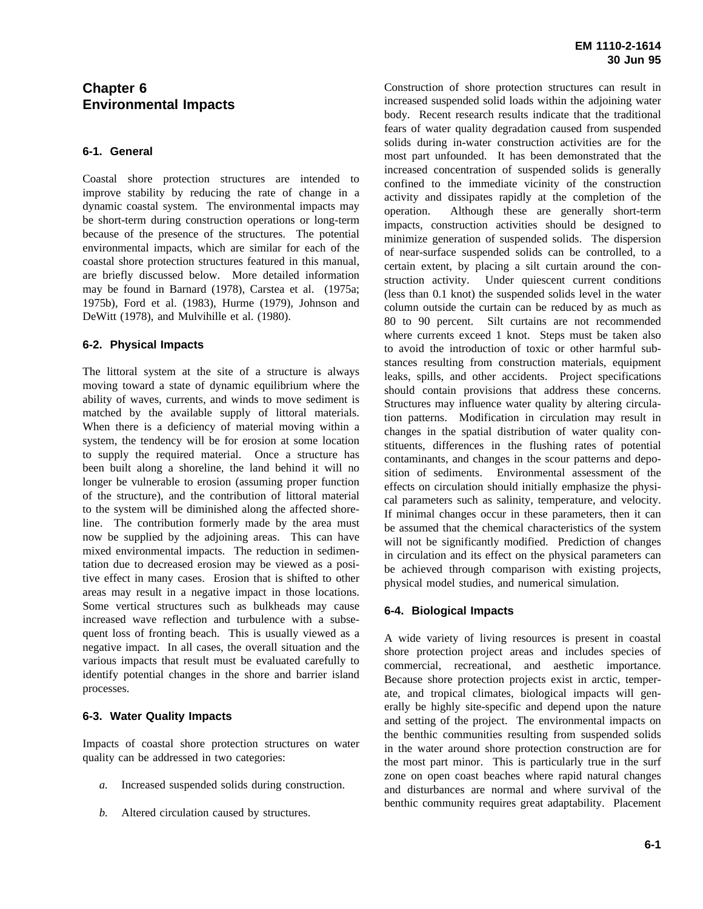# Chapter 6 Environmental Impacts

## 6-1. General

Coastal shore protection structures are intended to improve stability by reducing the rate of change in a dynamic coastal system. The environmental impacts may be short-term during construction operations or long-term because of the presence of the structures. The potential environmental impacts, which are similar for each of the coastal shore protection structures featured in this manual, are briefly discussed below. More detailed information may be found in Barnard (1978), Carstea et al. (1975a; 1975b), Ford et al. (1983), Hurme (1979), Johnson and DeWitt (1978), and Mulvihille et al. (1980).

## 6-2. Physical Impacts

The littoral system at the site of a structure is always moving toward a state of dynamic equilibrium where the ability of waves, currents, and winds to move sediment is matched by the available supply of littoral materials. When there is a deficiency of material moving within a system, the tendency will be for erosion at some location to supply the required material. Once a structure has been built along a shoreline, the land behind it will no longer be vulnerable to erosion (assuming proper function of the structure), and the contribution of littoral material to the system will be diminished along the affected shoreline. The contribution formerly made by the area must now be supplied by the adjoining areas. This can have mixed environmental impacts. The reduction in sedimentation due to decreased erosion may be viewed as a positive effect in many cases. Erosion that is shifted to other areas may result in a negative impact in those locations. Some vertical structures such as bulkheads may cause increased wave reflection and turbulence with a subsequent loss of fronting beach. This is usually viewed as a negative impact. In all cases, the overall situation and the various impacts that result must be evaluated carefully to identify potential changes in the shore and barrier island processes.

## 6-3. Water Quality Impacts

Impacts of coastal shore protection structures on water quality can be addressed in two categories:

*a.* Increased suspended solids during construction.

*b.* Altered circulation caused by structures.

Construction of shore protection structures can result in increased suspended solid loads within the adjoining water body. Recent research results indicate that the traditional fears of water quality degradation caused from suspended solids during in-water construction activities are for the most part unfounded. It has been demonstrated that the increased concentration of suspended solids is generally confined to the immediate vicinity of the construction activity and dissipates rapidly at the completion of the operation. Although these are generally short-term impacts, construction activities should be designed to minimize generation of suspended solids. The dispersion of near-surface suspended solids can be controlled, to a certain extent, by placing a silt curtain around the construction activity. Under quiescent current conditions (less than 0.1 knot) the suspended solids level in the water column outside the curtain can be reduced by as much as 80 to 90 percent. Silt curtains are not recommended where currents exceed 1 knot. Steps must be taken also to avoid the introduction of toxic or other harmful substances resulting from construction materials, equipment leaks, spills, and other accidents. Project specifications should contain provisions that address these concerns. Structures may influence water quality by altering circulation patterns. Modification in circulation may result in changes in the spatial distribution of water quality constituents, differences in the flushing rates of potential contaminants, and changes in the scour patterns and deposition of sediments. Environmental assessment of the effects on circulation should initially emphasize the physical parameters such as salinity, temperature, and velocity. If minimal changes occur in these parameters, then it can be assumed that the chemical characteristics of the system will not be significantly modified. Prediction of changes in circulation and its effect on the physical parameters can be achieved through comparison with existing projects, physical model studies, and numerical simulation.

## 6-4. Biological Impacts

A wide variety of living resources is present in coastal shore protection project areas and includes species of commercial, recreational, and aesthetic importance. Because shore protection projects exist in arctic, temperate, and tropical climates, biological impacts will generally be highly site-specific and depend upon the nature and setting of the project. The environmental impacts on the benthic communities resulting from suspended solids in the water around shore protection construction are for the most part minor. This is particularly true in the surf zone on open coast beaches where rapid natural changes and disturbances are normal and where survival of the benthic community requires great adaptability. Placement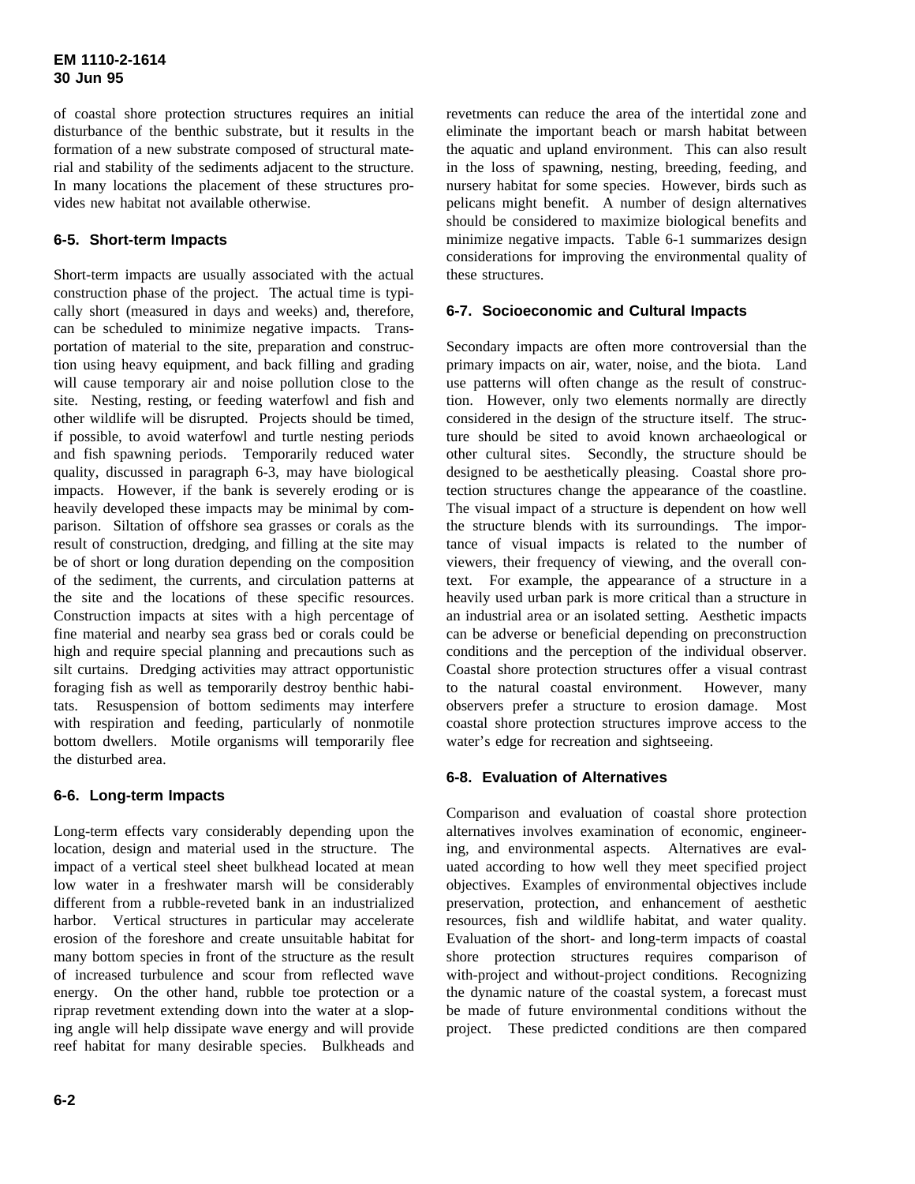of coastal shore protection structures requires an initial disturbance of the benthic substrate, but it results in the formation of a new substrate composed of structural material and stability of the sediments adjacent to the structure. In many locations the placement of these structures provides new habitat not available otherwise.

## 6-5. Short-term Impacts

Short-term impacts are usually associated with the actual construction phase of the project. The actual time is typically short (measured in days and weeks) and, therefore, can be scheduled to minimize negative impacts. Transportation of material to the site, preparation and construction using heavy equipment, and back filling and grading will cause temporary air and noise pollution close to the site. Nesting, resting, or feeding waterfowl and fish and other wildlife will be disrupted. Projects should be timed, if possible, to avoid waterfowl and turtle nesting periods and fish spawning periods. Temporarily reduced water quality, discussed in paragraph 6-3, may have biological impacts. However, if the bank is severely eroding or is heavily developed these impacts may be minimal by comparison. Siltation of offshore sea grasses or corals as the result of construction, dredging, and filling at the site may be of short or long duration depending on the composition of the sediment, the currents, and circulation patterns at the site and the locations of these specific resources. Construction impacts at sites with a high percentage of fine material and nearby sea grass bed or corals could be high and require special planning and precautions such as silt curtains. Dredging activities may attract opportunistic foraging fish as well as temporarily destroy benthic habitats. Resuspension of bottom sediments may interfere with respiration and feeding, particularly of nonmotile bottom dwellers. Motile organisms will temporarily flee the disturbed area.

## 6-6. Long-term Impacts

Long-term effects vary considerably depending upon the location, design and material used in the structure. The impact of a vertical steel sheet bulkhead located at mean low water in a freshwater marsh will be considerably different from a rubble-reveted bank in an industrialized harbor. Vertical structures in particular may accelerate erosion of the foreshore and create unsuitable habitat for many bottom species in front of the structure as the result of increased turbulence and scour from reflected wave energy. On the other hand, rubble toe protection or a riprap revetment extending down into the water at a sloping angle will help dissipate wave energy and will provide reef habitat for many desirable species. Bulkheads and revetments can reduce the area of the intertidal zone and eliminate the important beach or marsh habitat between the aquatic and upland environment. This can also result in the loss of spawning, nesting, breeding, feeding, and nursery habitat for some species. However, birds such as pelicans might benefit. A number of design alternatives should be considered to maximize biological benefits and minimize negative impacts. Table 6-1 summarizes design considerations for improving the environmental quality of these structures.

## 6-7. Socioeconomic and Cultural Impacts

Secondary impacts are often more controversial than the primary impacts on air, water, noise, and the biota. Land use patterns will often change as the result of construction. However, only two elements normally are directly considered in the design of the structure itself. The structure should be sited to avoid known archaeological or other cultural sites. Secondly, the structure should be designed to be aesthetically pleasing. Coastal shore protection structures change the appearance of the coastline. The visual impact of a structure is dependent on how well the structure blends with its surroundings. The importance of visual impacts is related to the number of viewers, their frequency of viewing, and the overall context. For example, the appearance of a structure in a heavily used urban park is more critical than a structure in an industrial area or an isolated setting. Aesthetic impacts can be adverse or beneficial depending on preconstruction conditions and the perception of the individual observer. Coastal shore protection structures offer a visual contrast to the natural coastal environment. However, many observers prefer a structure to erosion damage. Most coastal shore protection structures improve access to the water's edge for recreation and sightseeing.

## 6-8. Evaluation of Alternatives

Comparison and evaluation of coastal shore protection alternatives involves examination of economic, engineering, and environmental aspects. Alternatives are evaluated according to how well they meet specified project objectives. Examples of environmental objectives include preservation, protection, and enhancement of aesthetic resources, fish and wildlife habitat, and water quality. Evaluation of the short- and long-term impacts of coastal shore protection structures requires comparison of with-project and without-project conditions. Recognizing the dynamic nature of the coastal system, a forecast must be made of future environmental conditions without the project. These predicted conditions are then compared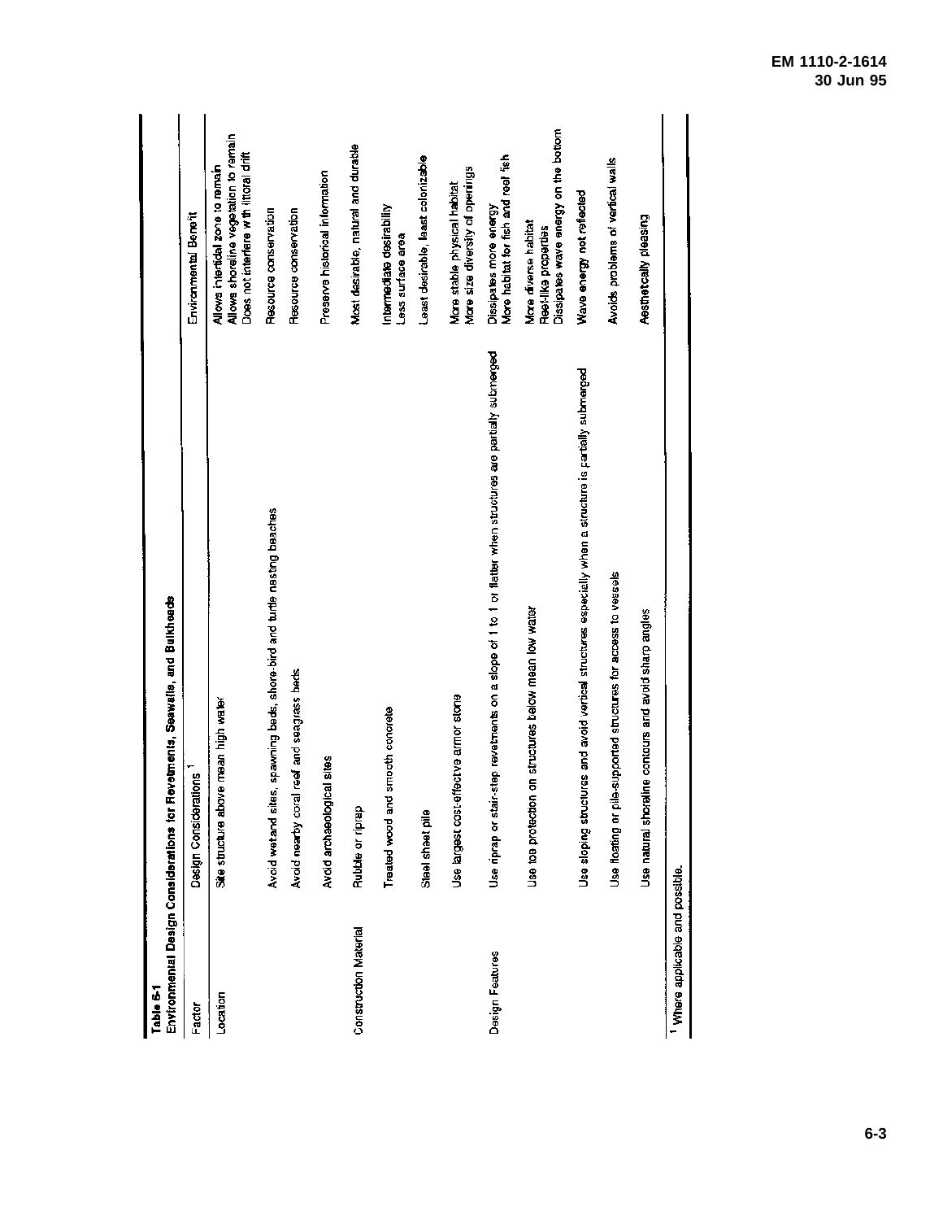**Table 6-1**
**Environmental Design Considerations for Revetments, Seawalls, and Bulkheads**

| Factor | Design Considerations [1] | Environmental Benefit |
|---|---|---|
| Location | Site structure above mean high water | Allows intertidal zone to remain<br>Allows shoreline vegetation to remain<br>Does not interfere with littoral drift |
| | Avoid wetland sites, spawning beds, shore-bird and turtle nesting beaches | Resource conservation |
| | Avoid nearby coral reef and seagrass beds | Resource conservation |
| | Avoid archaeological sites | Preserve historical information |
| Construction Material | Rubble or riprap | Most desirable, natural and durable |
| | Treated wood and smooth concrete | Intermediate desirability<br>Less surface area |
| | Steel sheet pile | Least desirable, least colonizable |
| | Use largest cost-effective armor stone | More stable physical habitat<br>More size diversity of openings |
| Design Features | Use riprap or stair-step revetments on a slope of 1 to 1 or flatter when structures are partially submerged | Dissipates more energy<br>More habitat for fish and reef fish |
| | Use toe protection on structures below mean low water | More diverse habitat<br>Reef-like properties<br>Dissipates wave energy on the bottom |
| | Use sloping structures and avoid vertical structures especially when a structure is partially submerged | Wave energy not reflected |
| | Use floating or pile-supported structures for access to vessels | Avoids problems of vertical walls |
| | Use natural shoreline contours and avoid sharp angles | Aesthetically pleasing |

[1] Where applicable and possible.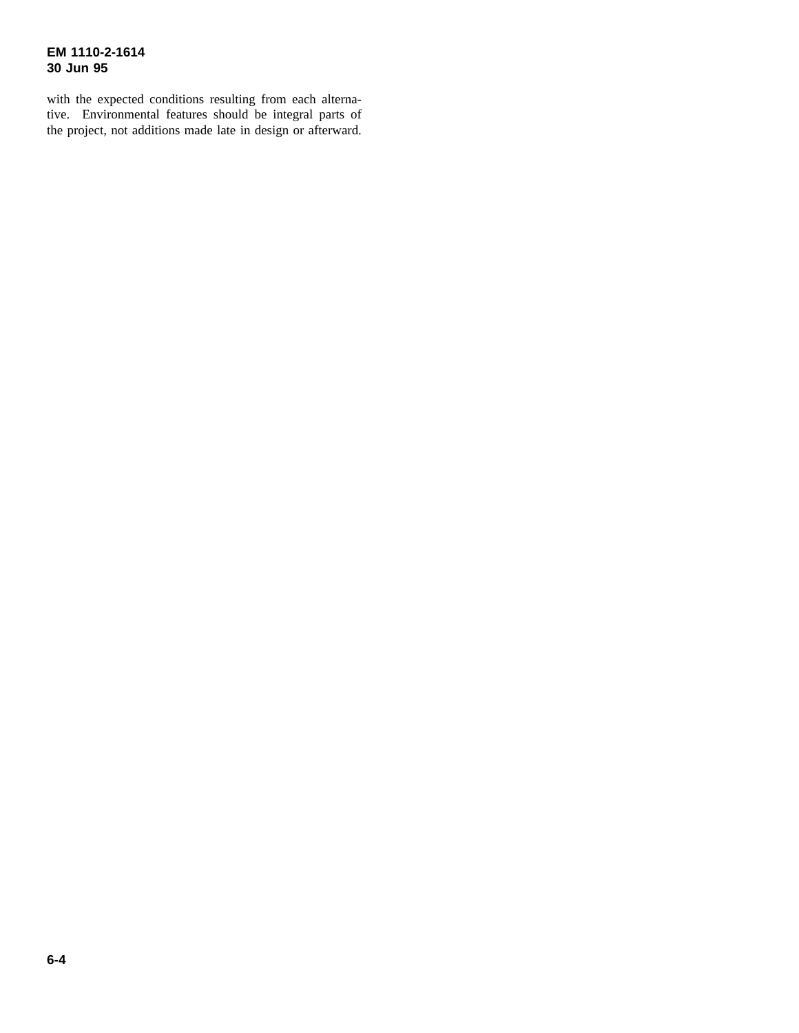with the expected conditions resulting from each alternative. Environmental features should be integral parts of the project, not additions made late in design or afterward.